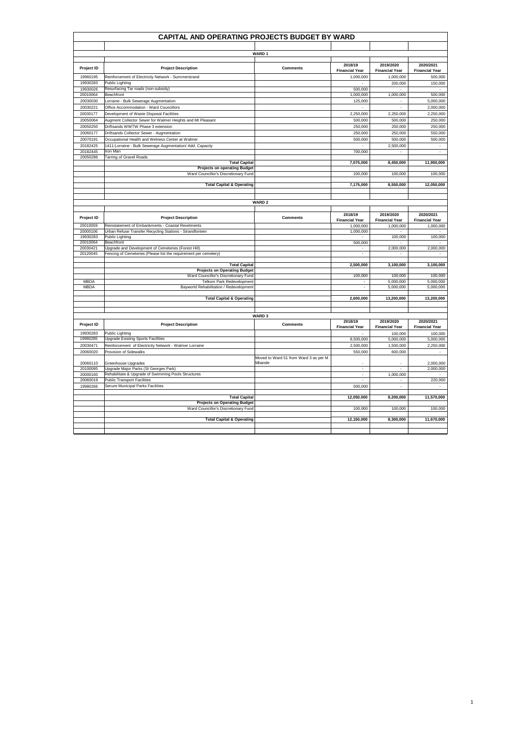# CAPITAL AND OPERATING PROJECTS BUDGET BY WARD

## WARD 1

| Project ID | Project Description | Comments | 2018/19 Financial Year | 2019/2020 Financial Year | 2020/2021 Financial Year |
|---|---|---|---|---|---|
| 19960195 | Reinforcement of Electricity Network - Summerstrand | | 1,000,000 | 1,000,000 | 500,000 |
| 19930283 | Public Lighting | | - | 200,000 | 150,000 |
| 19930026 | Resurfacing Tar roads (non-subsidy) | | 500,000 | - | - |
| 20010064 | Beachfront | | 1,000,000 | 1,000,000 | 500,000 |
| 20030030 | Lorraine - Bulk Sewerage Augmentation | | 125,000 | - | 5,000,000 |
| 20030221 | Office Accommodation - Ward Councillors | | - | - | 2,000,000 |
| 20030177 | Development of Waste Disposal Facilities | | 2,250,000 | 2,250,000 | 2,250,000 |
| 20050064 | Augment Collector Sewer for Walmer Heights and Mt Pleasant | | 500,000 | 500,000 | 250,000 |
| 20050250 | Driftsands WWTW Phase 3 extension | | 250,000 | 250,000 | 250,000 |
| 20060177 | Driftsands Collector Sewer - Augmentation | | 250,000 | 250,000 | 550,000 |
| 20070191 | Occupational Health and Welness Center at Walmer | | 500,000 | 500,000 | 500,000 |
| 20182425 | 1411:Lorraine - Bulk Sewerage Augmentation/ Add. Capacity | | - | 2,500,000 | - |
| 20182445 | Iron Man | | 700,000 | - | - |
| 20050286 | Tarring of Gravel Roads | | | | |
| | **Total Capital** | | **7,075,000** | **8,450,000** | **11,950,000** |
| | **Projects on operating Budget** | | | | |
| | Ward Councillor's Discretionary Fund | | 100,000 | 100,000 | 100,000 |
| | **Total Capital & Operating** | | **7,175,000** | **8,550,000** | **12,050,000** |

## WARD 2

| Project ID | Project Description | Comments | 2018/19 Financial Year | 2019/2020 Financial Year | 2020/2021 Financial Year |
|---|---|---|---|---|---|
| 20010059 | Reinstatement of Embankments - Coastal Revetments | | 1,000,000 | 1,000,000 | 1,000,000 |
| 20000106 | Urban Refuse Transfer Recycling Stations - Strandfontein | | 1,000,000 | - | - |
| 19930283 | Public Lighting | | - | 100,000 | 100,000 |
| 20010064 | Beachfront | | 500,000 | - | - |
| 20030421 | Upgrade and Development of Cemeteries (Forest Hill) | | - | 2,000,000 | 2,000,000 |
| 20120045 | Fencing of Cemeteries (Please list the requirement per cemetery) | | - | - | - |
| | **Total Capital** | | **2,500,000** | **3,100,000** | **3,100,000** |
| | **Projects on Operating Budget** | | | | |
| | Ward Councillor's Discretionary Fund | | 100,000 | 100,000 | 100,000 |
| MBDA | Telkom Park Redevelopment | | - | 5,000,000 | 5,000,000 |
| MBDA | Bayworld Rehabilitation / Redevelopment | | - | 5,000,000 | 5,000,000 |
| | **Total Capital & Operating** | | **2,600,000** | **13,200,000** | **13,200,000** |

## WARD 3

| Project ID | Project Description | Comments | 2018/19 Financial Year | 2019/2020 Financial Year | 2020/2021 Financial Year |
|---|---|---|---|---|---|
| 19930283 | Public Lighting | | - | 100,000 | 100,000 |
| 19980285 | Upgrade Existing Sports Facilities | | 8,500,000 | 5,000,000 | 5,000,000 |
| 20030471 | Reinforcement of Electricity Network - Walmer Lorraine | | 2,500,000 | 1,500,000 | 2,250,000 |
| 20060020 | Provision of Sidewalks | | 550,000 | 600,000 | - |
| 20060110 | Greenhouse Upgrades | Moved to Ward 51 from Ward 3 as per M Mbande | - | - | 2,000,000 |
| 20100095 | Upgrade Major Parks (St Georges Park) | | - | - | 2,000,000 |
| 20000160 | Rehabilitate & Upgrade of Swimming Pools Structures | | - | 1,000,000 | - |
| 20060019 | Public Transport Facilities | | - | - | 220,000 |
| 19980266 | Secure Municipal Parks Facilities | | 500,000 | - | - |
| | **Total Capital** | | **12,050,000** | **8,200,000** | **11,570,000** |
| | **Projects on Operating Budget** | | | | |
| | Ward Councillor's Discretionary Fund | | 100,000 | 100,000 | 100,000 |
| | **Total Capital & Operating** | | **12,150,000** | **8,300,000** | **11,670,000** |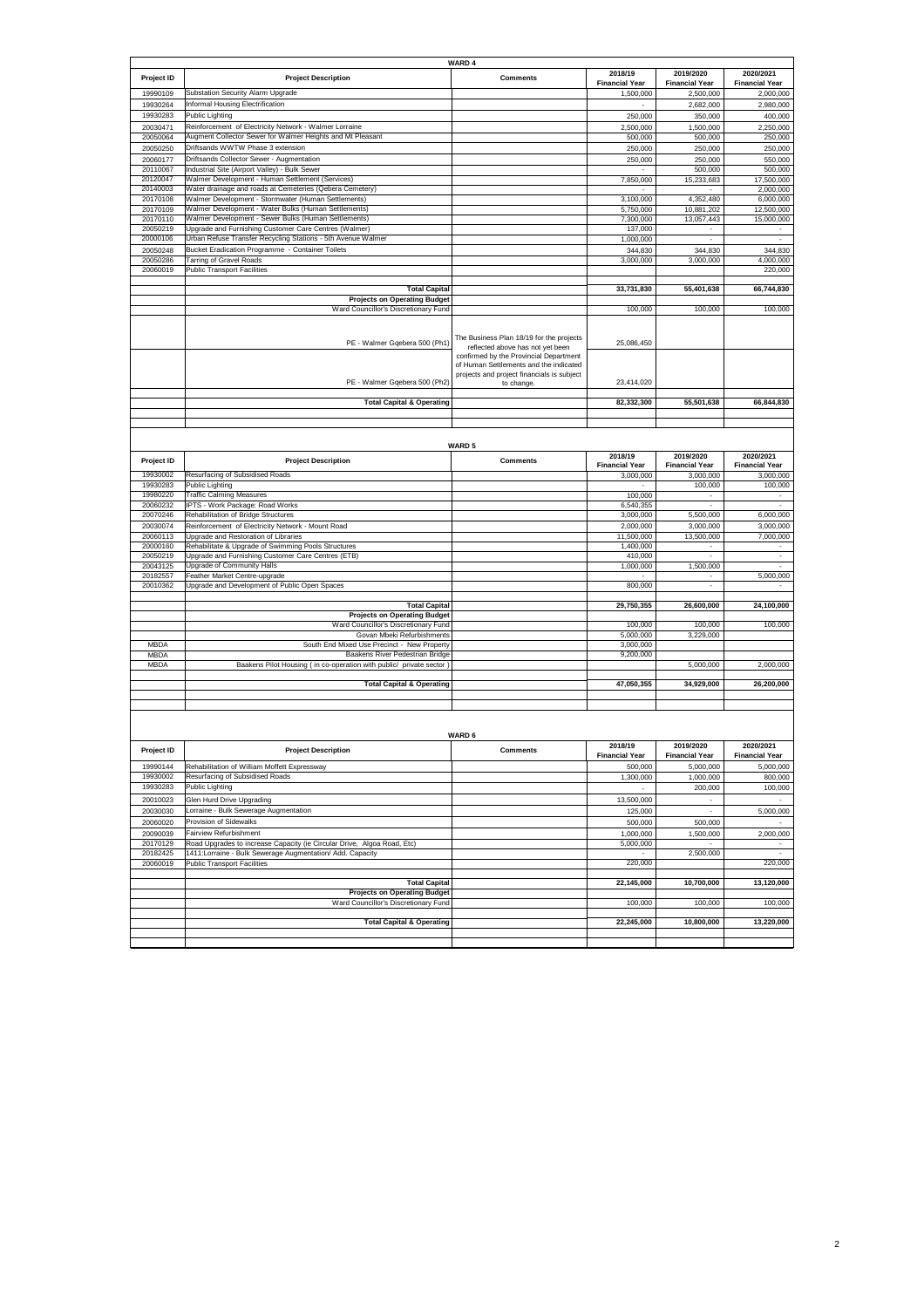## WARD 4

| Project ID | Project Description | Comments | 2018/19 Financial Year | 2019/2020 Financial Year | 2020/2021 Financial Year |
|---|---|---|---|---|---|
| 19990109 | Substation Security Alarm Upgrade | | 1,500,000 | 2,500,000 | 2,000,000 |
| 19930264 | Informal Housing Electrification | | - | 2,682,000 | 2,980,000 |
| 19930283 | Public Lighting | | 250,000 | 350,000 | 400,000 |
| 20030471 | Reinforcement of Electricity Network - Walmer Lorraine | | 2,500,000 | 1,500,000 | 2,250,000 |
| 20050064 | Augment Collector Sewer for Walmer Heights and Mt Pleasant | | 500,000 | 500,000 | 250,000 |
| 20050250 | Driftsands WWTW Phase 3 extension | | 250,000 | 250,000 | 250,000 |
| 20060177 | Driftsands Collector Sewer - Augmentation | | 250,000 | 250,000 | 550,000 |
| 20110067 | Industrial Site (Airport Valley) - Bulk Sewer | | - | 500,000 | 500,000 |
| 20120047 | Walmer Development - Human Settlement (Services) | | 7,850,000 | 15,233,683 | 17,500,000 |
| 20140003 | Water drainage and roads at Cemeteries (Qebera Cemetery) | | - | - | 2,000,000 |
| 20170108 | Walmer Development - Stormwater (Human Settlements) | | 3,100,000 | 4,352,480 | 6,000,000 |
| 20170109 | Walmer Development - Water Bulks (Human Settlements) | | 5,750,000 | 10,881,202 | 12,500,000 |
| 20170110 | Walmer Development - Sewer Bulks (Human Settlements) | | 7,300,000 | 13,057,443 | 15,000,000 |
| 20050219 | Upgrade and Furnishing Customer Care Centres (Walmer) | | 137,000 | - | - |
| 20000106 | Urban Refuse Transfer Recycling Stations - 5th Avenue Walmer | | 1,000,000 | - | - |
| 20050248 | Bucket Eradication Programme - Container Toilets | | 344,830 | 344,830 | 344,830 |
| 20050286 | Tarring of Gravel Roads | | 3,000,000 | 3,000,000 | 4,000,000 |
| 20060019 | Public Transport Facilities | | | | 220,000 |
| | **Total Capital** | | **33,731,830** | **55,401,638** | **66,744,830** |
| | **Projects on Operating Budget** | | | | |
| | Ward Councillor's Discretionary Fund | | 100,000 | 100,000 | 100,000 |
| | PE - Walmer Gqebera 500 (Ph1) | The Business Plan 18/19 for the projects reflected above has not yet been confirmed by the Provincial Department of Human Settlements and the indicated projects and project financials is subject to change. | 25,086,450 | | |
| | PE - Walmer Gqebera 500 (Ph2) | | 23,414,020 | | |
| | **Total Capital & Operating** | | **82,332,300** | **55,501,638** | **66,844,830** |

## WARD 5

| Project ID | Project Description | Comments | 2018/19 Financial Year | 2019/2020 Financial Year | 2020/2021 Financial Year |
|---|---|---|---|---|---|
| 19930002 | Resurfacing of Subsidised Roads | | 3,000,000 | 3,000,000 | 3,000,000 |
| 19930283 | Public Lighting | | - | 100,000 | 100,000 |
| 19980220 | Traffic Calming Measures | | 100,000 | - | - |
| 20060232 | IPTS - Work Package: Road Works | | 6,540,355 | - | - |
| 20070246 | Rehabilitation of Bridge Structures | | 3,000,000 | 5,500,000 | 6,000,000 |
| 20030074 | Reinforcement of Electricity Network - Mount Road | | 2,000,000 | 3,000,000 | 3,000,000 |
| 20060113 | Upgrade and Restoration of Libraries | | 11,500,000 | 13,500,000 | 7,000,000 |
| 20000160 | Rehabilitate & Upgrade of Swimming Pools Structures | | 1,400,000 | - | - |
| 20050219 | Upgrade and Furnishing Customer Care Centres (ETB) | | 410,000 | - | - |
| 20043125 | Upgrade of Community Halls | | 1,000,000 | 1,500,000 | - |
| 20182557 | Feather Market Centre-upgrade | | - | - | 5,000,000 |
| 20010362 | Upgrade and Development of Public Open Spaces | | 800,000 | - | - |
| | **Total Capital** | | **29,750,355** | **26,600,000** | **24,100,000** |
| | **Projects on Operating Budget** | | | | |
| | Ward Councillor's Discretionary Fund | | 100,000 | 100,000 | 100,000 |
| | Govan Mbeki Refurbishments | | 5,000,000 | 3,229,000 | |
| MBDA | South End Mixed Use Precinct - New Property | | 3,000,000 | | |
| MBDA | Baakens River Pedestrian Bridge | | 9,200,000 | | |
| MBDA | Baakens Pilot Housing ( in co-operation with public/ private sector ) | | | 5,000,000 | 2,000,000 |
| | **Total Capital & Operating** | | **47,050,355** | **34,929,000** | **26,200,000** |

## WARD 6

| Project ID | Project Description | Comments | 2018/19 Financial Year | 2019/2020 Financial Year | 2020/2021 Financial Year |
|---|---|---|---|---|---|
| 19990144 | Rehabilitation of William Moffett Expressway | | 500,000 | 5,000,000 | 5,000,000 |
| 19930002 | Resurfacing of Subsidised Roads | | 1,300,000 | 1,000,000 | 800,000 |
| 19930283 | Public Lighting | | - | 200,000 | 100,000 |
| 20010023 | Glen Hurd Drive Upgrading | | 13,500,000 | - | - |
| 20030030 | Lorraine - Bulk Sewerage Augmentation | | 125,000 | - | 5,000,000 |
| 20060020 | Provision of Sidewalks | | 500,000 | 500,000 | - |
| 20090039 | Fairview Refurbishment | | 1,000,000 | 1,500,000 | 2,000,000 |
| 20170129 | Road Upgrades to increase Capacity (ie Circular Drive, Algoa Road, Etc) | | 5,000,000 | - | - |
| 20182425 | 1411:Lorraine - Bulk Sewerage Augmentation/ Add. Capacity | | - | 2,500,000 | - |
| 20060019 | Public Transport Facilities | | 220,000 | | 220,000 |
| | **Total Capital** | | **22,145,000** | **10,700,000** | **13,120,000** |
| | **Projects on Operating Budget** | | | | |
| | Ward Councillor's Discretionary Fund | | 100,000 | 100,000 | 100,000 |
| | **Total Capital & Operating** | | **22,245,000** | **10,800,000** | **13,220,000** |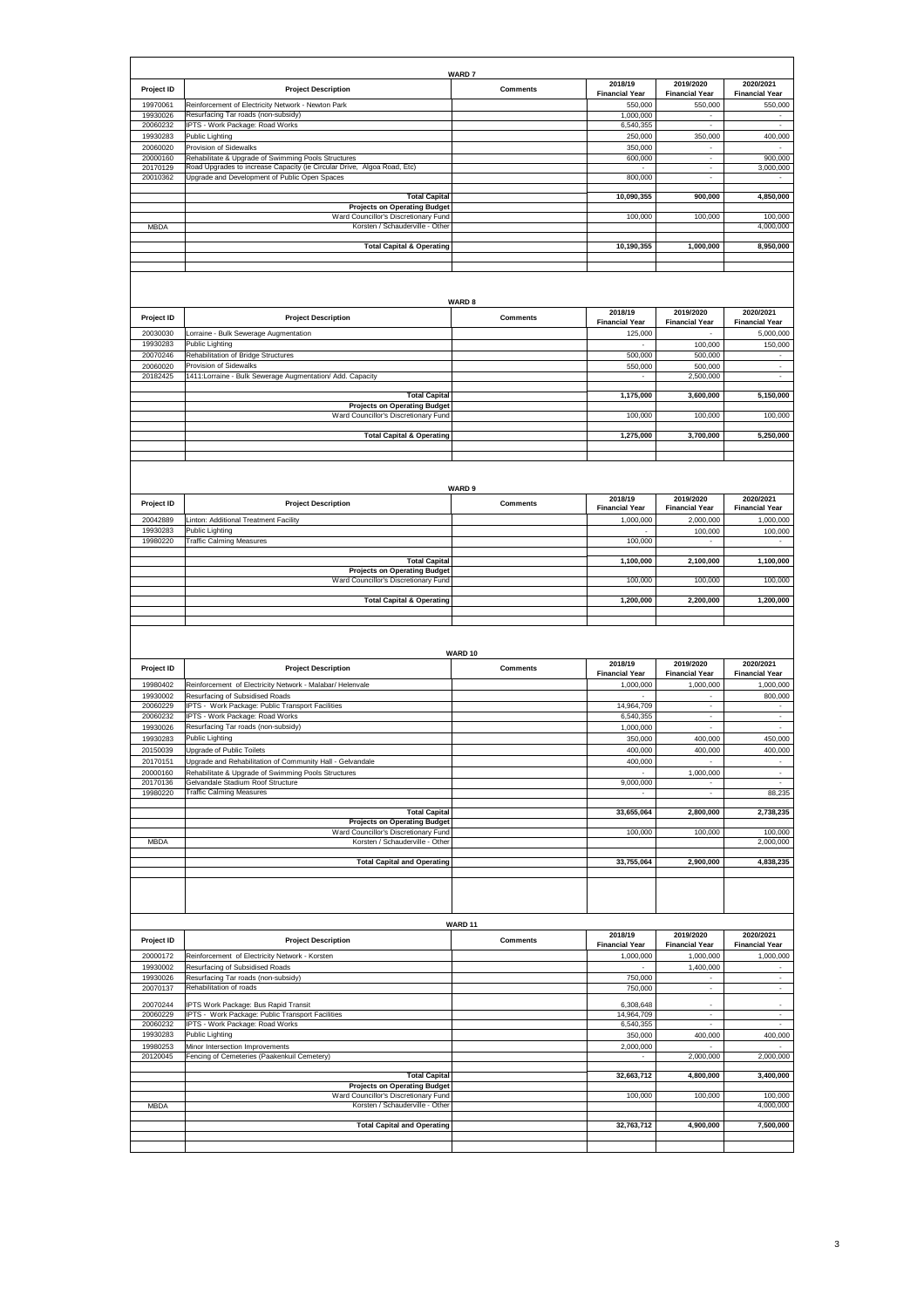## WARD 7

| Project ID | Project Description | Comments | 2018/19 Financial Year | 2019/2020 Financial Year | 2020/2021 Financial Year |
|---|---|---|---|---|---|
| 19970061 | Reinforcement of Electricity Network - Newton Park | | 550,000 | 550,000 | 550,000 |
| 19930026 | Resurfacing Tar roads (non-subsidy) | | 1,000,000 | - | - |
| 20060232 | IPTS - Work Package: Road Works | | 6,540,355 | - | - |
| 19930283 | Public Lighting | | 250,000 | 350,000 | 400,000 |
| 20060020 | Provision of Sidewalks | | 350,000 | - | - |
| 20000160 | Rehabilitate & Upgrade of Swimming Pools Structures | | 600,000 | - | 900,000 |
| 20170129 | Road Upgrades to increase Capacity (ie Circular Drive, Algoa Road, Etc) | | - | - | 3,000,000 |
| 20010362 | Upgrade and Development of Public Open Spaces | | 800,000 | - | - |
| | **Total Capital** | | **10,090,355** | **900,000** | **4,850,000** |
| | **Projects on Operating Budget** | | | | |
| | Ward Councillor's Discretionary Fund | | 100,000 | 100,000 | 100,000 |
| MBDA | Korsten / Schauderville - Other | | | | 4,000,000 |
| | **Total Capital & Operating** | | **10,190,355** | **1,000,000** | **8,950,000** |

## WARD 8

| Project ID | Project Description | Comments | 2018/19 Financial Year | 2019/2020 Financial Year | 2020/2021 Financial Year |
|---|---|---|---|---|---|
| 20030030 | Lorraine - Bulk Sewerage Augmentation | | 125,000 | - | 5,000,000 |
| 19930283 | Public Lighting | | - | 100,000 | 150,000 |
| 20070246 | Rehabilitation of Bridge Structures | | 500,000 | 500,000 | - |
| 20060020 | Provision of Sidewalks | | 550,000 | 500,000 | - |
| 20182425 | 1411:Lorraine - Bulk Sewerage Augmentation/ Add. Capacity | | - | 2,500,000 | - |
| | **Total Capital** | | **1,175,000** | **3,600,000** | **5,150,000** |
| | **Projects on Operating Budget** | | | | |
| | Ward Councillor's Discretionary Fund | | 100,000 | 100,000 | 100,000 |
| | **Total Capital & Operating** | | **1,275,000** | **3,700,000** | **5,250,000** |

## WARD 9

| Project ID | Project Description | Comments | 2018/19 Financial Year | 2019/2020 Financial Year | 2020/2021 Financial Year |
|---|---|---|---|---|---|
| 20042889 | Linton: Additional Treatment Facility | | 1,000,000 | 2,000,000 | 1,000,000 |
| 19930283 | Public Lighting | | - | 100,000 | 100,000 |
| 19980220 | Traffic Calming Measures | | 100,000 | - | - |
| | **Total Capital** | | **1,100,000** | **2,100,000** | **1,100,000** |
| | **Projects on Operating Budget** | | | | |
| | Ward Councillor's Discretionary Fund | | 100,000 | 100,000 | 100,000 |
| | **Total Capital & Operating** | | **1,200,000** | **2,200,000** | **1,200,000** |

## WARD 10

| Project ID | Project Description | Comments | 2018/19 Financial Year | 2019/2020 Financial Year | 2020/2021 Financial Year |
|---|---|---|---|---|---|
| 19980402 | Reinforcement of Electricity Network - Malabar/ Helenvale | | 1,000,000 | 1,000,000 | 1,000,000 |
| 19930002 | Resurfacing of Subsidised Roads | | - | - | 800,000 |
| 20060229 | IPTS - Work Package: Public Transport Facilities | | 14,964,709 | - | - |
| 20060232 | IPTS - Work Package: Road Works | | 6,540,355 | - | - |
| 19930026 | Resurfacing Tar roads (non-subsidy) | | 1,000,000 | - | - |
| 19930283 | Public Lighting | | 350,000 | 400,000 | 450,000 |
| 20150039 | Upgrade of Public Toilets | | 400,000 | 400,000 | 400,000 |
| 20170151 | Upgrade and Rehabilitation of Community Hall - Gelvandale | | 400,000 | - | - |
| 20000160 | Rehabilitate & Upgrade of Swimming Pools Structures | | - | 1,000,000 | - |
| 20170136 | Gelvandale Stadium Roof Structure | | 9,000,000 | - | - |
| 19980220 | Traffic Calming Measures | | - | - | 88,235 |
| | **Total Capital** | | **33,655,064** | **2,800,000** | **2,738,235** |
| | **Projects on Operating Budget** | | | | |
| | Ward Councillor's Discretionary Fund | | 100,000 | 100,000 | 100,000 |
| MBDA | Korsten / Schauderville - Other | | | | 2,000,000 |
| | **Total Capital and Operating** | | **33,755,064** | **2,900,000** | **4,838,235** |

## WARD 11

| Project ID | Project Description | Comments | 2018/19 Financial Year | 2019/2020 Financial Year | 2020/2021 Financial Year |
|---|---|---|---|---|---|
| 20000172 | Reinforcement of Electricity Network - Korsten | | 1,000,000 | 1,000,000 | 1,000,000 |
| 19930002 | Resurfacing of Subsidised Roads | | - | 1,400,000 | - |
| 19930026 | Resurfacing Tar roads (non-subsidy) | | 750,000 | - | - |
| 20070137 | Rehabilitation of roads | | 750,000 | - | - |
| 20070244 | IPTS Work Package: Bus Rapid Transit | | 6,308,648 | - | - |
| 20060229 | IPTS - Work Package: Public Transport Facilities | | 14,964,709 | - | - |
| 20060232 | IPTS - Work Package: Road Works | | 6,540,355 | - | - |
| 19930283 | Public Lighting | | 350,000 | 400,000 | 400,000 |
| 19980253 | Minor Intersection Improvements | | 2,000,000 | - | - |
| 20120045 | Fencing of Cemeteries (Paakenkuil Cemetery) | | - | 2,000,000 | 2,000,000 |
| | **Total Capital** | | **32,663,712** | **4,800,000** | **3,400,000** |
| | **Projects on Operating Budget** | | | | |
| | Ward Councillor's Discretionary Fund | | 100,000 | 100,000 | 100,000 |
| MBDA | Korsten / Schauderville - Other | | | | 4,000,000 |
| | **Total Capital and Operating** | | **32,763,712** | **4,900,000** | **7,500,000** |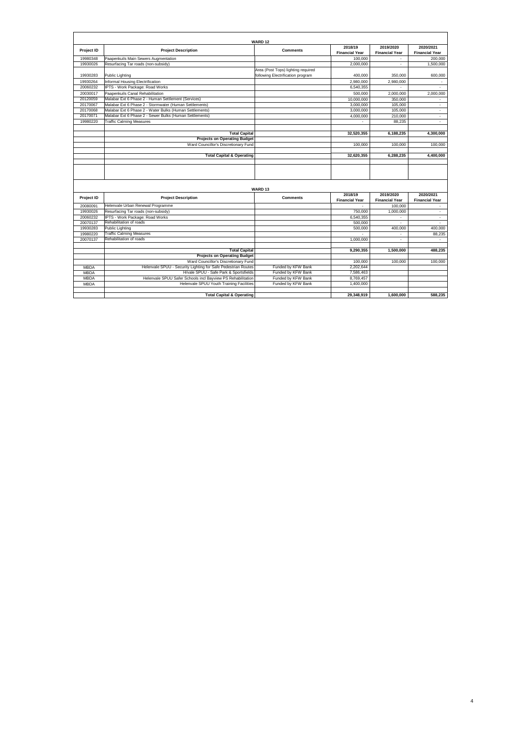## WARD 12

| Project ID | Project Description | Comments | 2018/19 Financial Year | 2019/2020 Financial Year | 2020/2021 Financial Year |
|---|---|---|---|---|---|
| 19980348 | Paapenkuils Main Sewers Augmentation | | 100,000 | - | 200,000 |
| 19930026 | Resurfacing Tar roads (non-subsidy) | | 2,000,000 | - | 1,500,000 |
| 19930283 | Public Lighting | Area (Post Tops) lighting required following Electrification program | 400,000 | 350,000 | 600,000 |
| 19930264 | Informal Housing Electrification | | 2,980,000 | 2,980,000 | - |
| 20060232 | IPTS - Work Package: Road Works | | 6,540,355 | - | - |
| 20030017 | Paapenkuils Canal Rehabilitation | | 500,000 | 2,000,000 | 2,000,000 |
| 20120059 | Malabar Ext 6 Phase 2 - Human Settlement (Services) | | 10,000,000 | 350,000 | - |
| 20170067 | Malabar Ext 6 Phase 2 - Stormwater (Human Settlements) | | 3,000,000 | 105,000 | - |
| 20170068 | Malabar Ext 6 Phase 2 - Water Bulks (Human Settlements) | | 3,000,000 | 105,000 | - |
| 20170071 | Malabar Ext 6 Phase 2 - Sewer Bulks (Human Settlements) | | 4,000,000 | 210,000 | - |
| 19980220 | Traffic Calming Measures | | - | 88,235 | - |
| | | | | | |
| | **Total Capital** | | **32,520,355** | **6,188,235** | **4,300,000** |
| | **Projects on Operating Budget** | | | | |
| | Ward Councillor's Discretionary Fund | | 100,000 | 100,000 | 100,000 |
| | | | | | |
| | **Total Capital & Operating** | | **32,620,355** | **6,288,235** | **4,400,000** |

## WARD 13

| Project ID | Project Description | Comments | 2018/19 Financial Year | 2019/2020 Financial Year | 2020/2021 Financial Year |
|---|---|---|---|---|---|
| 20080091 | Helenvale Urban Renewal Programme | | - | 100,000 | - |
| 19930026 | Resurfacing Tar roads (non-subsidy) | | 750,000 | 1,000,000 | - |
| 20060232 | IPTS - Work Package: Road Works | | 6,540,355 | - | - |
| 20070137 | Rehabilitation of roads | | 500,000 | - | - |
| 19930283 | Public Lighting | | 500,000 | 400,000 | 400,000 |
| 19980220 | Traffic Calming Measures | | - | - | 88,235 |
| 20070137 | Rehabilitation of roads | | 1,000,000 | - | - |
| | | | | | |
| | **Total Capital** | | **9,290,355** | **1,500,000** | **488,235** |
| | **Projects on Operating Budget** | | | | |
| | Ward Councillor's Discretionary Fund | | 100,000 | 100,000 | 100,000 |
| MBDA | Helenvale SPUU - Security Lighting for Safe Pedestrian Routes | Funded by KFW Bank | 2,202,644 | | |
| MBDA | H/vale SPUU - Safe Park & Sportsfields | Funded by KFW Bank | 7,586,463 | | |
| MBDA | Helenvale SPUU Safer Schools incl Bayview PS Rehabilitation | Funded by KFW Bank | 8,769,457 | | |
| MBDA | Helenvale SPUU Youth Training Facilities | Funded by KFW Bank | 1,400,000 | | |
| | | | | | |
| | **Total Capital & Operating** | | **29,348,919** | **1,600,000** | **588,235** |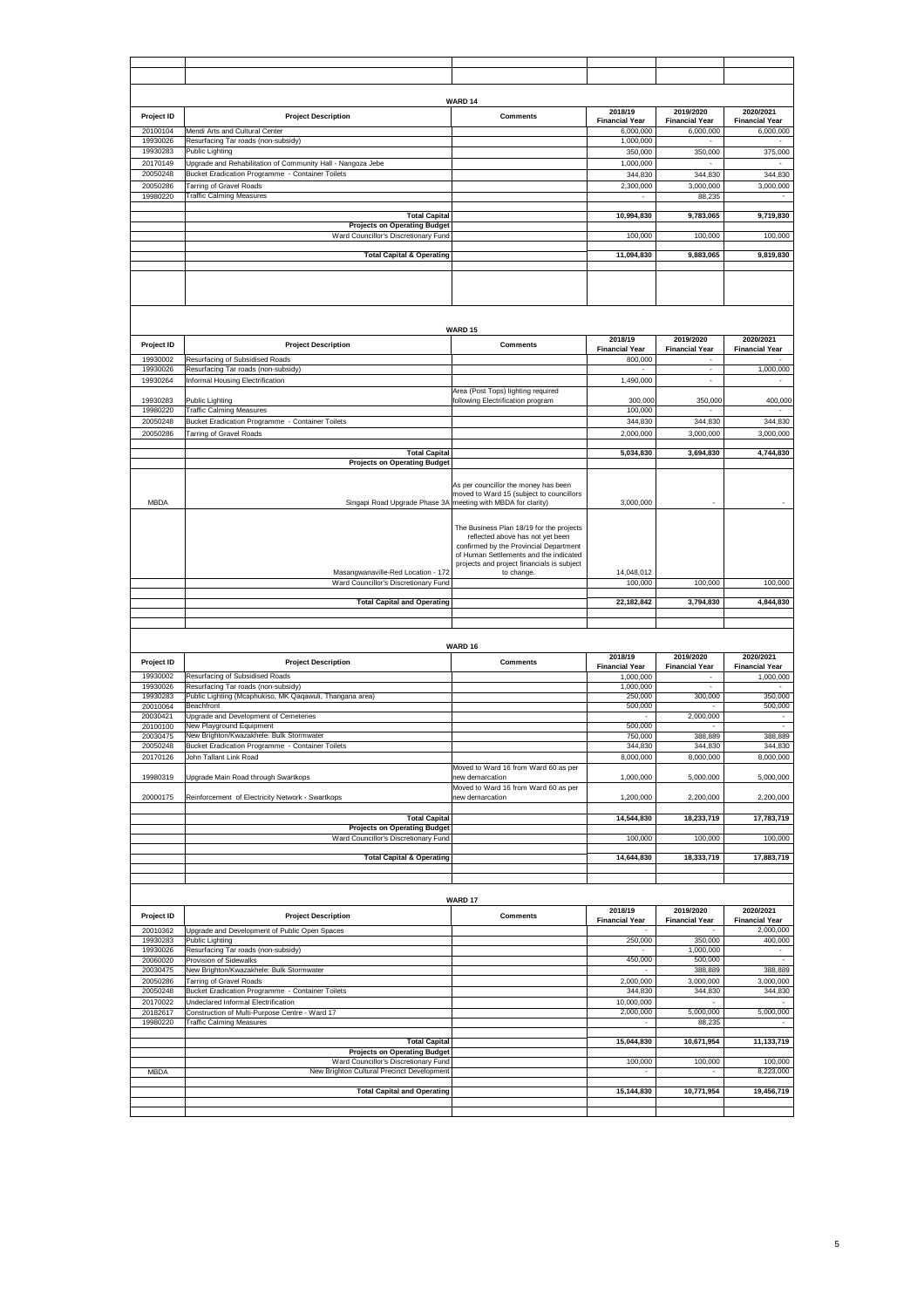## WARD 14

| Project ID | Project Description | Comments | 2018/19 Financial Year | 2019/2020 Financial Year | 2020/2021 Financial Year |
|---|---|---|---|---|---|
| 20100104 | Mendi Arts and Cultural Center | | 6,000,000 | 6,000,000 | 6,000,000 |
| 19930026 | Resurfacing Tar roads (non-subsidy) | | 1,000,000 | - | - |
| 19930283 | Public Lighting | | 350,000 | 350,000 | 375,000 |
| 20170149 | Upgrade and Rehabilitation of Community Hall - Nangoza Jebe | | 1,000,000 | - | - |
| 20050248 | Bucket Eradication Programme - Container Toilets | | 344,830 | 344,830 | 344,830 |
| 20050286 | Tarring of Gravel Roads | | 2,300,000 | 3,000,000 | 3,000,000 |
| 19980220 | Traffic Calming Measures | | - | 88,235 | - |
| | **Total Capital** | | **10,994,830** | **9,783,065** | **9,719,830** |
| | **Projects on Operating Budget** | | | | |
| | Ward Councillor's Discretionary Fund | | 100,000 | 100,000 | 100,000 |
| | **Total Capital & Operating** | | **11,094,830** | **9,883,065** | **9,819,830** |

## WARD 15

| Project ID | Project Description | Comments | 2018/19 Financial Year | 2019/2020 Financial Year | 2020/2021 Financial Year |
|---|---|---|---|---|---|
| 19930002 | Resurfacing of Subsidised Roads | | 800,000 | - | - |
| 19930026 | Resurfacing Tar roads (non-subsidy) | | - | - | 1,000,000 |
| 19930264 | Informal Housing Electrification | | 1,490,000 | - | - |
| 19930283 | Public Lighting | Area (Post Tops) lighting required following Electrification program | 300,000 | 350,000 | 400,000 |
| 19980220 | Traffic Calming Measures | | 100,000 | - | - |
| 20050248 | Bucket Eradication Programme - Container Toilets | | 344,830 | 344,830 | 344,830 |
| 20050286 | Tarring of Gravel Roads | | 2,000,000 | 3,000,000 | 3,000,000 |
| | **Total Capital** | | **5,034,830** | **3,694,830** | **4,744,830** |
| | **Projects on Operating Budget** | | | | |
| MBDA | Singapi Road Upgrade Phase 3A | As per councillor the money has been moved to Ward 15 (subject to councillors meeting with MBDA for clarity) | 3,000,000 | - | - |
| | Masangwanaville-Red Location - 172 | The Business Plan 18/19 for the projects reflected above has not yet been confirmed by the Provincial Department of Human Settlements and the indicated projects and project financials is subject to change. | 14,048,012 | | |
| | Ward Councillor's Discretionary Fund | | 100,000 | 100,000 | 100,000 |
| | **Total Capital and Operating** | | **22,182,842** | **3,794,830** | **4,844,830** |

## WARD 16

| Project ID | Project Description | Comments | 2018/19 Financial Year | 2019/2020 Financial Year | 2020/2021 Financial Year |
|---|---|---|---|---|---|
| 19930002 | Resurfacing of Subsidised Roads | | 1,000,000 | - | 1,000,000 |
| 19930026 | Resurfacing Tar roads (non-subsidy) | | 1,000,000 | - | - |
| 19930283 | Public Lighting (Mcaphukiso, MK Qaqawuli, Thangana area) | | 250,000 | 300,000 | 350,000 |
| 20010064 | Beachfront | | 500,000 | - | 500,000 |
| 20030421 | Upgrade and Development of Cemeteries | | - | 2,000,000 | - |
| 20100100 | New Playground Equipment | | 500,000 | - | - |
| 20030475 | New Brighton/Kwazakhele: Bulk Stormwater | | 750,000 | 388,889 | 388,889 |
| 20050248 | Bucket Eradication Programme - Container Toilets | | 344,830 | 344,830 | 344,830 |
| 20170126 | John Tallant Link Road | | 8,000,000 | 8,000,000 | 8,000,000 |
| 19980319 | Upgrade Main Road through Swartkops | Moved to Ward 16 from Ward 60 as per new demarcation | 1,000,000 | 5,000,000 | 5,000,000 |
| 20000175 | Reinforcement of Electricity Network - Swartkops | Moved to Ward 16 from Ward 60 as per new demarcation | 1,200,000 | 2,200,000 | 2,200,000 |
| | **Total Capital** | | **14,544,830** | **18,233,719** | **17,783,719** |
| | **Projects on Operating Budget** | | | | |
| | Ward Councillor's Discretionary Fund | | 100,000 | 100,000 | 100,000 |
| | **Total Capital & Operating** | | **14,644,830** | **18,333,719** | **17,883,719** |

## WARD 17

| Project ID | Project Description | Comments | 2018/19 Financial Year | 2019/2020 Financial Year | 2020/2021 Financial Year |
|---|---|---|---|---|---|
| 20010362 | Upgrade and Development of Public Open Spaces | | - | - | 2,000,000 |
| 19930283 | Public Lighting | | 250,000 | 350,000 | 400,000 |
| 19930026 | Resurfacing Tar roads (non-subsidy) | | - | 1,000,000 | - |
| 20060020 | Provision of Sidewalks | | 450,000 | 500,000 | - |
| 20030475 | New Brighton/Kwazakhele: Bulk Stormwater | | - | 388,889 | 388,889 |
| 20050286 | Tarring of Gravel Roads | | 2,000,000 | 3,000,000 | 3,000,000 |
| 20050248 | Bucket Eradication Programme - Container Toilets | | 344,830 | 344,830 | 344,830 |
| 20170022 | Undeclared Informal Electrification | | 10,000,000 | - | - |
| 20182617 | Construction of Multi-Purpose Centre - Ward 17 | | 2,000,000 | 5,000,000 | 5,000,000 |
| 19980220 | Traffic Calming Measures | | - | 88,235 | - |
| | **Total Capital** | | **15,044,830** | **10,671,954** | **11,133,719** |
| | **Projects on Operating Budget** | | | | |
| | Ward Councillor's Discretionary Fund | | 100,000 | 100,000 | 100,000 |
| MBDA | New Brighton Cultural Precinct Development | | - | - | 8,223,000 |
| | **Total Capital and Operating** | | **15,144,830** | **10,771,954** | **19,456,719** |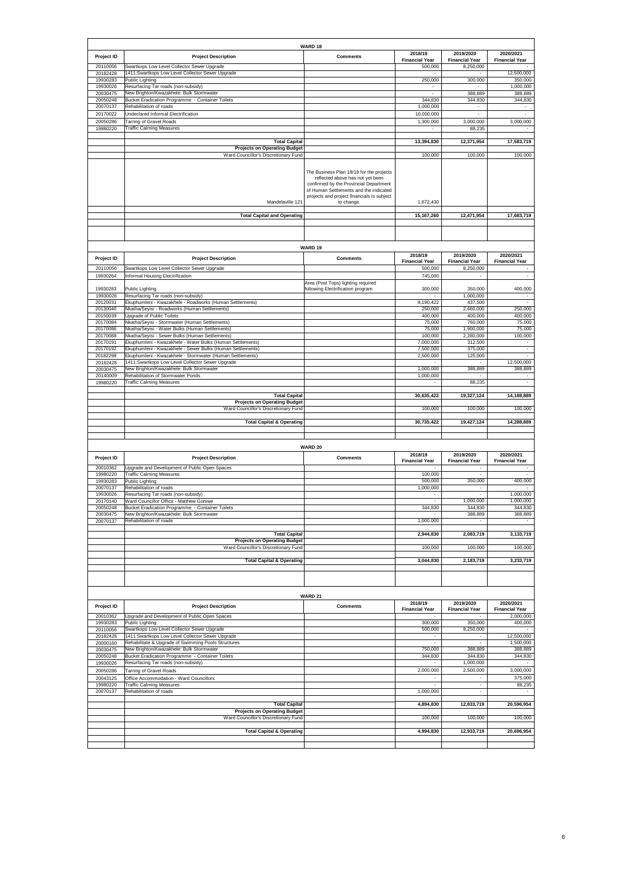## WARD 18

| Project ID | Project Description | Comments | 2018/19 Financial Year | 2019/2020 Financial Year | 2020/2021 Financial Year |
|---|---|---|---|---|---|
| 20110056 | Swartkops Low Level Collector Sewer Upgrade | | 500,000 | 8,250,000 | - |
| 20182428 | 1411:Swartkops Low Level Collector Sewer Upgrade | | - | - | 12,500,000 |
| 19930283 | Public Lighting | | 250,000 | 300,000 | 350,000 |
| 19930026 | Resurfacing Tar roads (non-subsidy) | | - | - | 1,000,000 |
| 20030475 | New Brighton/Kwazakhele: Bulk Stormwater | | - | 388,889 | 388,889 |
| 20050248 | Bucket Eradication Programme - Container Toilets | | 344,830 | 344,830 | 344,830 |
| 20070137 | Rehabilitation of roads | | 1,000,000 | - | - |
| 20170022 | Undeclared Informal Electrification | | 10,000,000 | - | - |
| 20050286 | Tarring of Gravel Roads | | 1,300,000 | 3,000,000 | 3,000,000 |
| 19980220 | Traffic Calming Measures | | - | 88,235 | - |
| | **Total Capital** | | **13,394,830** | **12,371,954** | **17,583,719** |
| | **Projects on Operating Budget** | | | | |
| | Ward Councillor's Discretionary Fund | | 100,000 | 100,000 | 100,000 |
| | Mandelaville 121 | The Business Plan 18/19 for the projects reflected above has not yet been confirmed by the Provincial Department of Human Settlements and the indicated projects and project financials is subject to change. | 1,672,430 | | |
| | **Total Capital and Operating** | | **15,167,260** | **12,471,954** | **17,683,719** |

## WARD 19

| Project ID | Project Description | Comments | 2018/19 Financial Year | 2019/2020 Financial Year | 2020/2021 Financial Year |
|---|---|---|---|---|---|
| 20110056 | Swartkops Low Level Collector Sewer Upgrade | | 500,000 | 8,250,000 | - |
| 19930264 | Informal Housing Electrification | | 745,000 | - | - |
| 19930283 | Public Lighting | Area (Post Tops) lighting required following Electrification program | 300,000 | 350,000 | 400,000 |
| 19930026 | Resurfacing Tar roads (non-subsidy) | | - | 1,000,000 | - |
| 20120031 | Ekuphumleni - Kwazakhele - Roadworks (Human Settlements) | | 9,190,422 | 437,500 | - |
| 20130040 | Nkatha/Seyisi - Roadworks (Human Settlements) | | 250,000 | 2,660,000 | 250,000 |
| 20150039 | Upgrade of Public Toilets | | 400,000 | 400,000 | 400,000 |
| 20170084 | Nkatha/Seyisi - Stormwater (Human Settlements) | | 75,000 | 760,000 | 75,000 |
| 20170086 | Nkatha/Seyisi - Water Bulks (Human Settlements) | | 75,000 | 1,900,000 | 75,000 |
| 20170088 | Nkatha/Seyisi - Sewer Bulks (Human Settlements) | | 100,000 | 2,280,000 | 100,000 |
| 20170191 | Ekuphumleni - Kwazakhele - Water Bulks (Human Settlements) | | 7,000,000 | 312,500 | - |
| 20170192 | Ekuphumleni - Kwazakhele - Sewer Bulks (Human Settlements) | | 7,500,000 | 375,000 | - |
| 20182298 | Ekuphumleni - Kwazakhele - Stormwater (Human Settlements) | | 2,500,000 | 125,000 | - |
| 20182428 | 1411:Swartkops Low Level Collector Sewer Upgrade | | - | - | 12,500,000 |
| 20030475 | New Brighton/Kwazakhele: Bulk Stormwater | | 1,000,000 | 388,889 | 388,889 |
| 20140009 | Rehabilitation of Stormwater Ponds | | 1,000,000 | - | - |
| 19980220 | Traffic Calming Measures | | - | 88,235 | - |
| | **Total Capital** | | **30,635,422** | **19,327,124** | **14,188,889** |
| | **Projects on Operating Budget** | | | | |
| | Ward Councillor's Discretionary Fund | | 100,000 | 100,000 | 100,000 |
| | **Total Capital & Operating** | | **30,735,422** | **19,427,124** | **14,288,889** |

## WARD 20

| Project ID | Project Description | Comments | 2018/19 Financial Year | 2019/2020 Financial Year | 2020/2021 Financial Year |
|---|---|---|---|---|---|
| 20010362 | Upgrade and Development of Public Open Spaces | | - | - | - |
| 19980220 | Traffic Calming Measures | | 100,000 | - | - |
| 19930283 | Public Lighting | | 500,000 | 350,000 | 400,000 |
| 20070137 | Rehabilitation of roads | | 1,000,000 | - | - |
| 19930026 | Resurfacing Tar roads (non-subsidy) | | - | - | 1,000,000 |
| 20170140 | Ward Councillor Office - Matthew Goniwe | | - | 1,000,000 | 1,000,000 |
| 20050248 | Bucket Eradication Programme - Container Toilets | | 344,830 | 344,830 | 344,830 |
| 20030475 | New Brighton/Kwazakhele: Bulk Stormwater | | - | 388,889 | 388,889 |
| 20070137 | Rehabilitation of roads | | 1,000,000 | - | - |
| | **Total Capital** | | **2,944,830** | **2,083,719** | **3,133,719** |
| | **Projects on Operating Budget** | | | | |
| | Ward Councillor's Discretionary Fund | | 100,000 | 100,000 | 100,000 |
| | **Total Capital & Operating** | | **3,044,830** | **2,183,719** | **3,233,719** |

## WARD 21

| Project ID | Project Description | Comments | 2018/19 Financial Year | 2019/2020 Financial Year | 2020/2021 Financial Year |
|---|---|---|---|---|---|
| 20010362 | Upgrade and Development of Public Open Spaces | | - | - | 2,000,000 |
| 19930283 | Public Lighting | | 300,000 | 350,000 | 400,000 |
| 20110056 | Swartkops Low Level Collector Sewer Upgrade | | 500,000 | 8,250,000 | - |
| 20182428 | 1411:Swartkops Low Level Collector Sewer Upgrade | | - | - | 12,500,000 |
| 20000160 | Rehabilitate & Upgrade of Swimming Pools Structures | | - | - | 1,500,000 |
| 20030475 | New Brighton/Kwazakhele: Bulk Stormwater | | 750,000 | 388,889 | 388,889 |
| 20050248 | Bucket Eradication Programme - Container Toilets | | 344,830 | 344,830 | 344,830 |
| 19930026 | Resurfacing Tar roads (non-subsidy) | | - | 1,000,000 | - |
| 20050286 | Tarring of Gravel Roads | | 2,000,000 | 2,500,000 | 3,000,000 |
| 20043125 | Office Accommodation - Ward Councillors | | - | - | 375,000 |
| 19980220 | Traffic Calming Measures | | - | - | 88,235 |
| 20070137 | Rehabilitation of roads | | 1,000,000 | - | - |
| | **Total Capital** | | **4,894,830** | **12,833,719** | **20,596,954** |
| | **Projects on Operating Budget** | | | | |
| | Ward Councillor's Discretionary Fund | | 100,000 | 100,000 | 100,000 |
| | **Total Capital & Operating** | | **4,994,830** | **12,933,719** | **20,696,954** |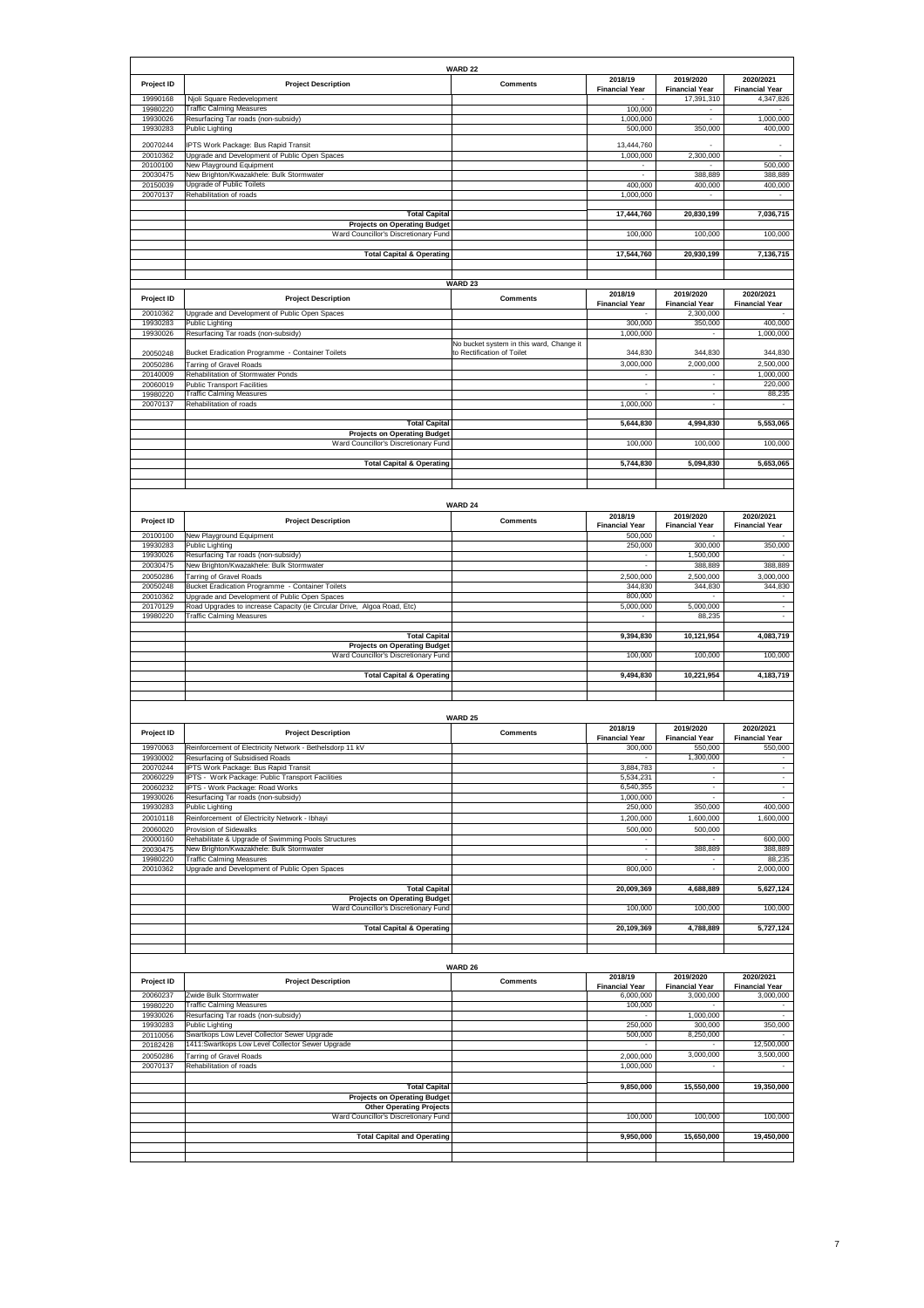## WARD 22

| Project ID | Project Description | Comments | 2018/19 Financial Year | 2019/2020 Financial Year | 2020/2021 Financial Year |
|---|---|---|---|---|---|
| 19990168 | Njoli Square Redevelopment | | - | 17,391,310 | 4,347,826 |
| 19980220 | Traffic Calming Measures | | 100,000 | - | - |
| 19930026 | Resurfacing Tar roads (non-subsidy) | | 1,000,000 | - | 1,000,000 |
| 19930283 | Public Lighting | | 500,000 | 350,000 | 400,000 |
| 20070244 | IPTS Work Package: Bus Rapid Transit | | 13,444,760 | - | - |
| 20010362 | Upgrade and Development of Public Open Spaces | | 1,000,000 | 2,300,000 | - |
| 20100100 | New Playground Equipment | | - | - | 500,000 |
| 20030475 | New Brighton/Kwazakhele: Bulk Stormwater | | - | 388,889 | 388,889 |
| 20150039 | Upgrade of Public Toilets | | 400,000 | 400,000 | 400,000 |
| 20070137 | Rehabilitation of roads | | 1,000,000 | - | - |
| | **Total Capital** | | **17,444,760** | **20,830,199** | **7,036,715** |
| | **Projects on Operating Budget** | | | | |
| | Ward Councillor's Discretionary Fund | | 100,000 | 100,000 | 100,000 |
| | **Total Capital & Operating** | | **17,544,760** | **20,930,199** | **7,136,715** |

## WARD 23

| Project ID | Project Description | Comments | 2018/19 Financial Year | 2019/2020 Financial Year | 2020/2021 Financial Year |
|---|---|---|---|---|---|
| 20010362 | Upgrade and Development of Public Open Spaces | | - | 2,300,000 | - |
| 19930283 | Public Lighting | | 300,000 | 350,000 | 400,000 |
| 19930026 | Resurfacing Tar roads (non-subsidy) | | 1,000,000 | - | 1,000,000 |
| 20050248 | Bucket Eradication Programme - Container Toilets | No bucket system in this ward, Change it to Rectification of Toilet | 344,830 | 344,830 | 344,830 |
| 20050286 | Tarring of Gravel Roads | | 3,000,000 | 2,000,000 | 2,500,000 |
| 20140009 | Rehabilitation of Stormwater Ponds | | - | - | 1,000,000 |
| 20060019 | Public Transport Facilities | | - | - | 220,000 |
| 19980220 | Traffic Calming Measures | | - | - | 88,235 |
| 20070137 | Rehabilitation of roads | | 1,000,000 | - | - |
| | **Total Capital** | | **5,644,830** | **4,994,830** | **5,553,065** |
| | **Projects on Operating Budget** | | | | |
| | Ward Councillor's Discretionary Fund | | 100,000 | 100,000 | 100,000 |
| | **Total Capital & Operating** | | **5,744,830** | **5,094,830** | **5,653,065** |

## WARD 24

| Project ID | Project Description | Comments | 2018/19 Financial Year | 2019/2020 Financial Year | 2020/2021 Financial Year |
|---|---|---|---|---|---|
| 20100100 | New Playground Equipment | | 500,000 | - | - |
| 19930283 | Public Lighting | | 250,000 | 300,000 | 350,000 |
| 19930026 | Resurfacing Tar roads (non-subsidy) | | - | 1,500,000 | - |
| 20030475 | New Brighton/Kwazakhele: Bulk Stormwater | | - | 388,889 | 388,889 |
| 20050286 | Tarring of Gravel Roads | | 2,500,000 | 2,500,000 | 3,000,000 |
| 20050248 | Bucket Eradication Programme - Container Toilets | | 344,830 | 344,830 | 344,830 |
| 20010362 | Upgrade and Development of Public Open Spaces | | 800,000 | - | - |
| 20170129 | Road Upgrades to increase Capacity (ie Circular Drive, Algoa Road, Etc) | | 5,000,000 | 5,000,000 | - |
| 19980220 | Traffic Calming Measures | | - | 88,235 | - |
| | **Total Capital** | | **9,394,830** | **10,121,954** | **4,083,719** |
| | **Projects on Operating Budget** | | | | |
| | Ward Councillor's Discretionary Fund | | 100,000 | 100,000 | 100,000 |
| | **Total Capital & Operating** | | **9,494,830** | **10,221,954** | **4,183,719** |

## WARD 25

| Project ID | Project Description | Comments | 2018/19 Financial Year | 2019/2020 Financial Year | 2020/2021 Financial Year |
|---|---|---|---|---|---|
| 19970063 | Reinforcement of Electricity Network - Bethelsdorp 11 kV | | 300,000 | 550,000 | 550,000 |
| 19930002 | Resurfacing of Subsidised Roads | | - | 1,300,000 | - |
| 20070244 | IPTS Work Package: Bus Rapid Transit | | 3,884,783 | - | - |
| 20060229 | IPTS - Work Package: Public Transport Facilities | | 5,534,231 | - | - |
| 20060232 | IPTS - Work Package: Road Works | | 6,540,355 | - | - |
| 19930026 | Resurfacing Tar roads (non-subsidy) | | 1,000,000 | - | - |
| 19930283 | Public Lighting | | 250,000 | 350,000 | 400,000 |
| 20010118 | Reinforcement of Electricity Network - Ibhayi | | 1,200,000 | 1,600,000 | 1,600,000 |
| 20060020 | Provision of Sidewalks | | 500,000 | 500,000 | - |
| 20000160 | Rehabilitate & Upgrade of Swimming Pools Structures | | - | - | 600,000 |
| 20030475 | New Brighton/Kwazakhele: Bulk Stormwater | | - | 388,889 | 388,889 |
| 19980220 | Traffic Calming Measures | | - | - | 88,235 |
| 20010362 | Upgrade and Development of Public Open Spaces | | 800,000 | - | 2,000,000 |
| | **Total Capital** | | **20,009,369** | **4,688,889** | **5,627,124** |
| | **Projects on Operating Budget** | | | | |
| | Ward Councillor's Discretionary Fund | | 100,000 | 100,000 | 100,000 |
| | **Total Capital & Operating** | | **20,109,369** | **4,788,889** | **5,727,124** |

## WARD 26

| Project ID | Project Description | Comments | 2018/19 Financial Year | 2019/2020 Financial Year | 2020/2021 Financial Year |
|---|---|---|---|---|---|
| 20060237 | Zwide Bulk Stormwater | | 6,000,000 | 3,000,000 | 3,000,000 |
| 19980220 | Traffic Calming Measures | | 100,000 | - | - |
| 19930026 | Resurfacing Tar roads (non-subsidy) | | - | 1,000,000 | - |
| 19930283 | Public Lighting | | 250,000 | 300,000 | 350,000 |
| 20110056 | Swartkops Low Level Collector Sewer Upgrade | | 500,000 | 8,250,000 | - |
| 20182428 | 1411:Swartkops Low Level Collector Sewer Upgrade | | - | - | 12,500,000 |
| 20050286 | Tarring of Gravel Roads | | 2,000,000 | 3,000,000 | 3,500,000 |
| 20070137 | Rehabilitation of roads | | 1,000,000 | - | - |
| | **Total Capital** | | **9,850,000** | **15,550,000** | **19,350,000** |
| | **Projects on Operating Budget** | | | | |
| | **Other Operating Projects** | | | | |
| | Ward Councillor's Discretionary Fund | | 100,000 | 100,000 | 100,000 |
| | **Total Capital and Operating** | | **9,950,000** | **15,650,000** | **19,450,000** |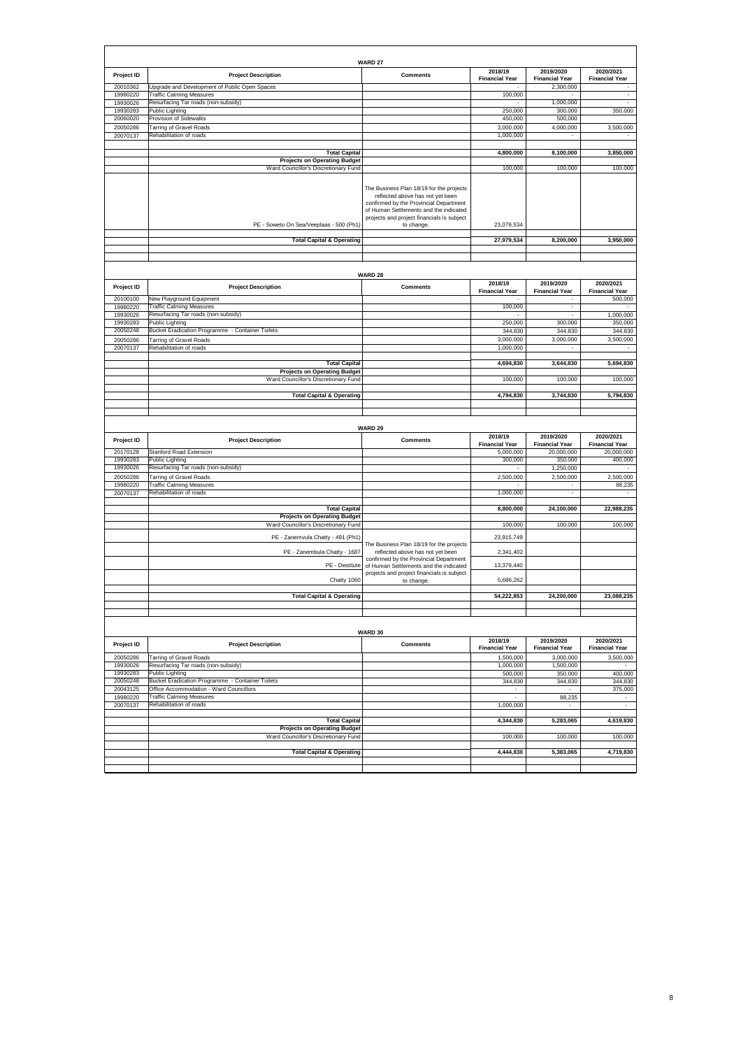## WARD 27

| Project ID | Project Description | Comments | 2018/19 Financial Year | 2019/2020 Financial Year | 2020/2021 Financial Year |
|---|---|---|---|---|---|
| 20010362 | Upgrade and Development of Public Open Spaces | | - | 2,300,000 | - |
| 19980220 | Traffic Calming Measures | | 100,000 | - | - |
| 19930026 | Resurfacing Tar roads (non-subsidy) | | - | 1,000,000 | - |
| 19930283 | Public Lighting | | 250,000 | 300,000 | 350,000 |
| 20060020 | Provision of Sidewalks | | 450,000 | 500,000 | |
| 20050286 | Tarring of Gravel Roads | | 3,000,000 | 4,000,000 | 3,500,000 |
| 20070137 | Rehabilitation of roads | | 1,000,000 | - | - |
| | **Total Capital** | | **4,800,000** | **8,100,000** | **3,850,000** |
| | **Projects on Operating Budget** | | | | |
| | Ward Councillor's Discretionary Fund | | 100,000 | 100,000 | 100,000 |
| | PE - Soweto On Sea/Veeplaas - 500 (Ph1) | The Business Plan 18/19 for the projects reflected above has not yet been confirmed by the Provincial Department of Human Settlements and the indicated projects and project financials is subject to change. | 23,079,534 | | |
| | **Total Capital & Operating** | | **27,979,534** | **8,200,000** | **3,950,000** |

## WARD 28

| Project ID | Project Description | Comments | 2018/19 Financial Year | 2019/2020 Financial Year | 2020/2021 Financial Year |
|---|---|---|---|---|---|
| 20100100 | New Playground Equipment | | - | - | 500,000 |
| 19980220 | Traffic Calming Measures | | 100,000 | - | - |
| 19930026 | Resurfacing Tar roads (non-subsidy) | | - | - | 1,000,000 |
| 19930283 | Public Lighting | | 250,000 | 300,000 | 350,000 |
| 20050248 | Bucket Eradication Programme - Container Toilets | | 344,830 | 344,830 | 344,830 |
| 20050286 | Tarring of Gravel Roads | | 3,000,000 | 3,000,000 | 3,500,000 |
| 20070137 | Rehabilitation of roads | | 1,000,000 | - | - |
| | **Total Capital** | | **4,694,830** | **3,644,830** | **5,694,830** |
| | **Projects on Operating Budget** | | | | |
| | Ward Councillor's Discretionary Fund | | 100,000 | 100,000 | 100,000 |
| | **Total Capital & Operating** | | **4,794,830** | **3,744,830** | **5,794,830** |

## WARD 29

| Project ID | Project Description | Comments | 2018/19 Financial Year | 2019/2020 Financial Year | 2020/2021 Financial Year |
|---|---|---|---|---|---|
| 20170128 | Stanford Road Extension | | 5,000,000 | 20,000,000 | 20,000,000 |
| 19930283 | Public Lighting | | 300,000 | 350,000 | 400,000 |
| 19930026 | Resurfacing Tar roads (non-subsidy) | | - | 1,250,000 | - |
| 20050286 | Tarring of Gravel Roads | | 2,500,000 | 2,500,000 | 2,500,000 |
| 19980220 | Traffic Calming Measures | | - | - | 88,235 |
| 20070137 | Rehabilitation of roads | | 1,000,000 | - | - |
| | **Total Capital** | | **8,800,000** | **24,100,000** | **22,988,235** |
| | **Projects on Operating Budget** | | | | |
| | Ward Councillor's Discretionary Fund | | 100,000 | 100,000 | 100,000 |
| | PE - Zanemvula Chatty - 491 (Ph1) | The Business Plan 18/19 for the projects reflected above has not yet been confirmed by the Provincial Department of Human Settlements and the indicated projects and project financials is subject to change. | 23,915,749 | | |
| | PE - Zanembula Chatty - 1687 | | 2,341,402 | | |
| | PE - Destitute | | 13,379,440 | | |
| | Chatty 1060 | | 5,686,262 | | |
| | **Total Capital & Operating** | | **54,222,853** | **24,200,000** | **23,088,235** |

## WARD 30

| Project ID | Project Description | Comments | 2018/19 Financial Year | 2019/2020 Financial Year | 2020/2021 Financial Year |
|---|---|---|---|---|---|
| 20050286 | Tarring of Gravel Roads | | 1,500,000 | 3,000,000 | 3,500,000 |
| 19930026 | Resurfacing Tar roads (non-subsidy) | | 1,000,000 | 1,500,000 | - |
| 19930283 | Public Lighting | | 500,000 | 350,000 | 400,000 |
| 20050248 | Bucket Eradication Programme - Container Toilets | | 344,830 | 344,830 | 344,830 |
| 20043125 | Office Accommodation - Ward Councillors | | - | - | 375,000 |
| 19980220 | Traffic Calming Measures | | - | 88,235 | - |
| 20070137 | Rehabilitation of roads | | 1,000,000 | - | - |
| | **Total Capital** | | **4,344,830** | **5,283,065** | **4,619,830** |
| | **Projects on Operating Budget** | | | | |
| | Ward Councillor's Discretionary Fund | | 100,000 | 100,000 | 100,000 |
| | **Total Capital & Operating** | | **4,444,830** | **5,383,065** | **4,719,830** |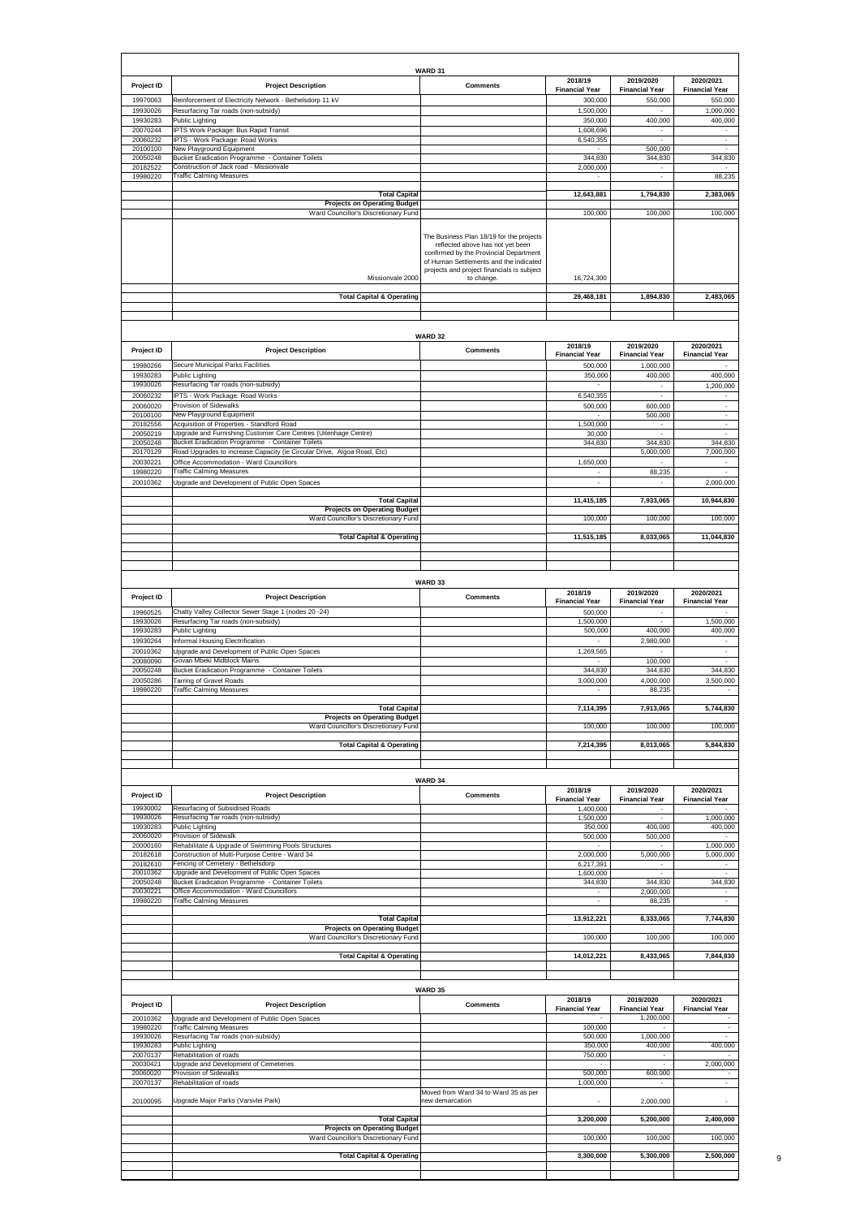## WARD 31

| Project ID | Project Description | Comments | 2018/19 Financial Year | 2019/2020 Financial Year | 2020/2021 Financial Year |
|---|---|---|---|---|---|
| 19970063 | Reinforcement of Electricity Network - Bethelsdorp 11 kV | | 300,000 | 550,000 | 550,000 |
| 19930026 | Resurfacing Tar roads (non-subsidy) | | 1,500,000 | - | 1,000,000 |
| 19930283 | Public Lighting | | 350,000 | 400,000 | 400,000 |
| 20070244 | IPTS Work Package: Bus Rapid Transit | | 1,608,696 | - | - |
| 20060232 | IPTS - Work Package: Road Works | | 6,540,355 | - | - |
| 20100100 | New Playground Equipment | | - | 500,000 | - |
| 20050248 | Bucket Eradication Programme - Container Toilets | | 344,830 | 344,830 | 344,830 |
| 20182522 | Construction of Jack road - Missionvale | | 2,000,000 | - | - |
| 19980220 | Traffic Calming Measures | | - | - | 88,235 |
| | **Total Capital** | | **12,643,881** | **1,794,830** | **2,383,065** |
| | **Projects on Operating Budget** | | | | |
| | Ward Councillor's Discretionary Fund | | 100,000 | 100,000 | 100,000 |
| | Missionvale 2000 | The Business Plan 18/19 for the projects reflected above has not yet been confirmed by the Provincial Department of Human Settlements and the indicated projects and project financials is subject to change. | 16,724,300 | | |
| | **Total Capital & Operating** | | **29,468,181** | **1,894,830** | **2,483,065** |

## WARD 32

| Project ID | Project Description | Comments | 2018/19 Financial Year | 2019/2020 Financial Year | 2020/2021 Financial Year |
|---|---|---|---|---|---|
| 19980266 | Secure Municipal Parks Facilities | | 500,000 | 1,000,000 | - |
| 19930283 | Public Lighting | | 350,000 | 400,000 | 400,000 |
| 19930026 | Resurfacing Tar roads (non-subsidy) | | - | - | 1,200,000 |
| 20060232 | IPTS - Work Package: Road Works | | 6,540,355 | - | - |
| 20060020 | Provision of Sidewalks | | 500,000 | 600,000 | - |
| 20100100 | New Playground Equipment | | - | 500,000 | - |
| 20182556 | Acquisition of Properties - Standford Road | | 1,500,000 | - | - |
| 20050219 | Upgrade and Furnishing Customer Care Centres (Uitenhage Centre) | | 30,000 | - | - |
| 20050248 | Bucket Eradication Programme - Container Toilets | | 344,830 | 344,830 | 344,830 |
| 20170129 | Road Upgrades to increase Capacity (ie Circular Drive, Algoa Road, Etc) | | | 5,000,000 | 7,000,000 |
| 20030221 | Office Accommodation - Ward Councillors | | 1,650,000 | - | - |
| 19980220 | Traffic Calming Measures | | - | 88,235 | - |
| 20010362 | Upgrade and Development of Public Open Spaces | | - | - | 2,000,000 |
| | **Total Capital** | | **11,415,185** | **7,933,065** | **10,944,830** |
| | **Projects on Operating Budget** | | | | |
| | Ward Councillor's Discretionary Fund | | 100,000 | 100,000 | 100,000 |
| | **Total Capital & Operating** | | **11,515,185** | **8,033,065** | **11,044,830** |

## WARD 33

| Project ID | Project Description | Comments | 2018/19 Financial Year | 2019/2020 Financial Year | 2020/2021 Financial Year |
|---|---|---|---|---|---|
| 19960525 | Chatty Valley Collector Sewer Stage 1 (nodes 20 -24) | | 500,000 | - | - |
| 19930026 | Resurfacing Tar roads (non-subsidy) | | 1,500,000 | - | 1,500,000 |
| 19930283 | Public Lighting | | 500,000 | 400,000 | 400,000 |
| 19930264 | Informal Housing Electrification | | - | 2,980,000 | - |
| 20010362 | Upgrade and Development of Public Open Spaces | | 1,269,565 | - | - |
| 20080090 | Govan Mbeki Midblock Mains | | - | 100,000 | - |
| 20050248 | Bucket Eradication Programme - Container Toilets | | 344,830 | 344,830 | 344,830 |
| 20050286 | Tarring of Gravel Roads | | 3,000,000 | 4,000,000 | 3,500,000 |
| 19980220 | Traffic Calming Measures | | - | 88,235 | - |
| | **Total Capital** | | **7,114,395** | **7,913,065** | **5,744,830** |
| | **Projects on Operating Budget** | | | | |
| | Ward Councillor's Discretionary Fund | | 100,000 | 100,000 | 100,000 |
| | **Total Capital & Operating** | | **7,214,395** | **8,013,065** | **5,844,830** |

## WARD 34

| Project ID | Project Description | Comments | 2018/19 Financial Year | 2019/2020 Financial Year | 2020/2021 Financial Year |
|---|---|---|---|---|---|
| 19930002 | Resurfacing of Subsidised Roads | | 1,400,000 | - | - |
| 19930026 | Resurfacing Tar roads (non-subsidy) | | 1,500,000 | - | 1,000,000 |
| 19930283 | Public Lighting | | 350,000 | 400,000 | 400,000 |
| 20060020 | Provision of Sidewalk | | 500,000 | 500,000 | - |
| 20000160 | Rehabilitate & Upgrade of Swimming Pools Structures | | - | - | 1,000,000 |
| 20182618 | Construction of Multi-Purpose Centre - Ward 34 | | 2,000,000 | 5,000,000 | 5,000,000 |
| 20182610 | Fencing of Cemetery - Bethelsdorp | | 6,217,391 | - | - |
| 20010362 | Upgrade and Development of Public Open Spaces | | 1,600,000 | - | - |
| 20050248 | Bucket Eradication Programme - Container Toilets | | 344,830 | 344,830 | 344,830 |
| 20030221 | Office Accommodation - Ward Councillors | | - | 2,000,000 | - |
| 19980220 | Traffic Calming Measures | | - | 88,235 | - |
| | **Total Capital** | | **13,912,221** | **8,333,065** | **7,744,830** |
| | **Projects on Operating Budget** | | | | |
| | Ward Councillor's Discretionary Fund | | 100,000 | 100,000 | 100,000 |
| | **Total Capital & Operating** | | **14,012,221** | **8,433,065** | **7,844,830** |

## WARD 35

| Project ID | Project Description | Comments | 2018/19 Financial Year | 2019/2020 Financial Year | 2020/2021 Financial Year |
|---|---|---|---|---|---|
| 20010362 | Upgrade and Development of Public Open Spaces | | - | 1,200,000 | - |
| 19980220 | Traffic Calming Measures | | 100,000 | - | - |
| 19930026 | Resurfacing Tar roads (non-subsidy) | | 500,000 | 1,000,000 | - |
| 19930283 | Public Lighting | | 350,000 | 400,000 | 400,000 |
| 20070137 | Rehabilitation of roads | | 750,000 | - | - |
| 20030421 | Upgrade and Development of Cemeteries | | - | - | 2,000,000 |
| 20060020 | Provision of Sidewalks | | 500,000 | 600,000 | - |
| 20070137 | Rehabilitation of roads | | 1,000,000 | - | - |
| 20100095 | Upgrade Major Parks (Varsvlei Park) | Moved from Ward 34 to Ward 35 as per new demarcation | - | 2,000,000 | - |
| | **Total Capital** | | **3,200,000** | **5,200,000** | **2,400,000** |
| | **Projects on Operating Budget** | | | | |
| | Ward Councillor's Discretionary Fund | | 100,000 | 100,000 | 100,000 |
| | **Total Capital & Operating** | | **3,300,000** | **5,300,000** | **2,500,000** |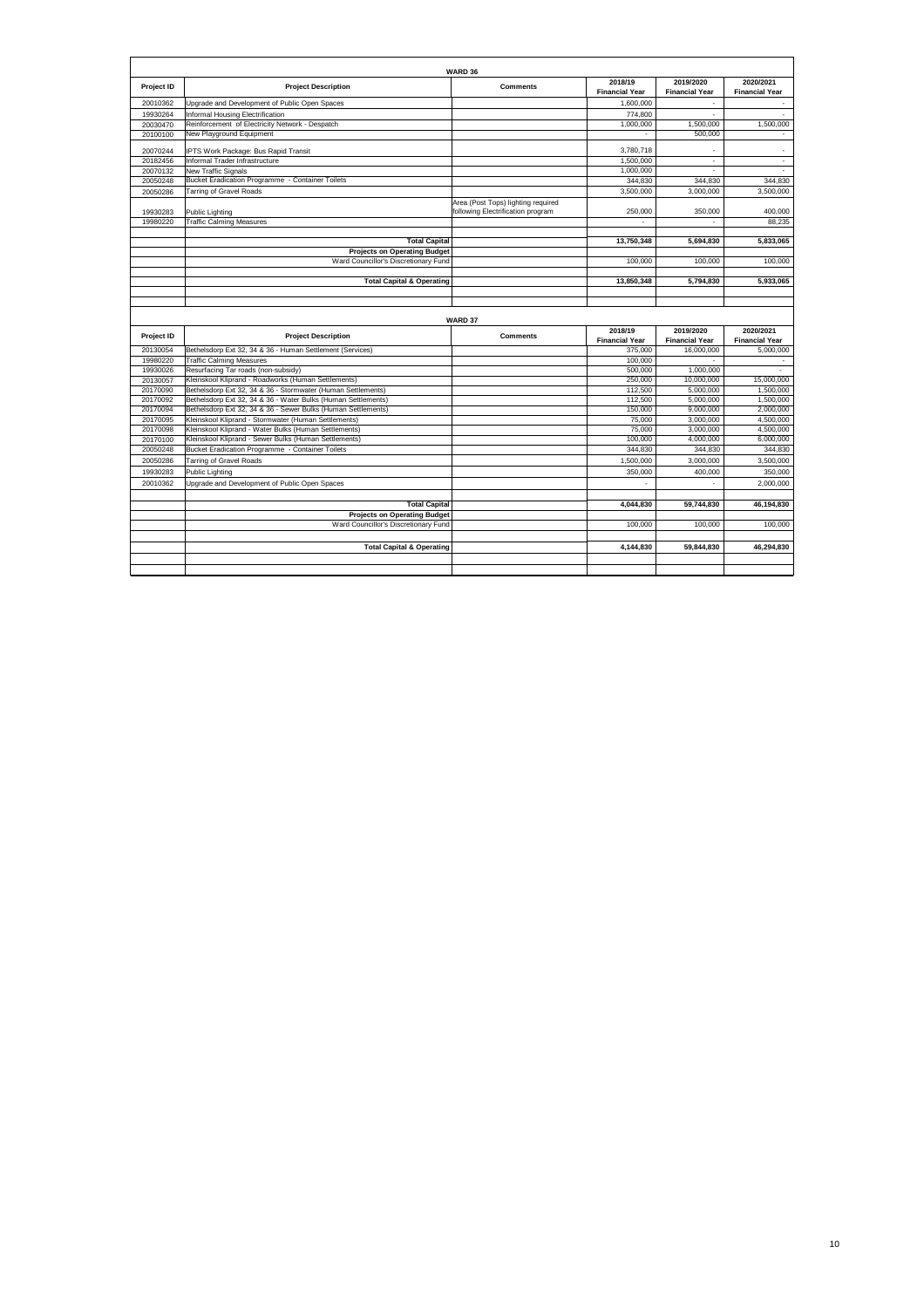## WARD 36

| Project ID | Project Description | Comments | 2018/19 Financial Year | 2019/2020 Financial Year | 2020/2021 Financial Year |
|---|---|---|---|---|---|
| 20010362 | Upgrade and Development of Public Open Spaces | | 1,600,000 | - | - |
| 19930264 | Informal Housing Electrification | | 774,800 | - | - |
| 20030470 | Reinforcement of Electricity Network - Despatch | | 1,000,000 | 1,500,000 | 1,500,000 |
| 20100100 | New Playground Equipment | | - | 500,000 | - |
| 20070244 | IPTS Work Package: Bus Rapid Transit | | 3,780,718 | - | - |
| 20182456 | Informal Trader Infrastructure | | 1,500,000 | - | - |
| 20070132 | New Traffic Signals | | 1,000,000 | - | - |
| 20050248 | Bucket Eradication Programme - Container Toilets | | 344,830 | 344,830 | 344,830 |
| 20050286 | Tarring of Gravel Roads | | 3,500,000 | 3,000,000 | 3,500,000 |
| 19930283 | Public Lighting | Area (Post Tops) lighting required following Electrification program | 250,000 | 350,000 | 400,000 |
| 19980220 | Traffic Calming Measures | | - | - | 88,235 |
| | | | | | |
| | **Total Capital** | | **13,750,348** | **5,694,830** | **5,833,065** |
| | **Projects on Operating Budget** | | | | |
| | Ward Councillor's Discretionary Fund | | 100,000 | 100,000 | 100,000 |
| | | | | | |
| | **Total Capital & Operating** | | **13,850,348** | **5,794,830** | **5,933,065** |

## WARD 37

| Project ID | Project Description | Comments | 2018/19 Financial Year | 2019/2020 Financial Year | 2020/2021 Financial Year |
|---|---|---|---|---|---|
| 20130054 | Bethelsdorp Ext 32, 34 & 36 - Human Settlement (Services) | | 375,000 | 16,000,000 | 5,000,000 |
| 19980220 | Traffic Calming Measures | | 100,000 | - | - |
| 19930026 | Resurfacing Tar roads (non-subsidy) | | 500,000 | 1,000,000 | - |
| 20130057 | Kleinskool Kliprand - Roadworks (Human Settlements) | | 250,000 | 10,000,000 | 15,000,000 |
| 20170090 | Bethelsdorp Ext 32, 34 & 36 - Stormwater (Human Settlements) | | 112,500 | 5,000,000 | 1,500,000 |
| 20170092 | Bethelsdorp Ext 32, 34 & 36 - Water Bulks (Human Settlements) | | 112,500 | 5,000,000 | 1,500,000 |
| 20170094 | Bethelsdorp Ext 32, 34 & 36 - Sewer Bulks (Human Settlements) | | 150,000 | 9,000,000 | 2,000,000 |
| 20170095 | Kleinskool Kliprand - Stormwater (Human Settlements) | | 75,000 | 3,000,000 | 4,500,000 |
| 20170098 | Kleinskool Kliprand - Water Bulks (Human Settlements) | | 75,000 | 3,000,000 | 4,500,000 |
| 20170100 | Kleinskool Kliprand - Sewer Bulks (Human Settlements) | | 100,000 | 4,000,000 | 6,000,000 |
| 20050248 | Bucket Eradication Programme - Container Toilets | | 344,830 | 344,830 | 344,830 |
| 20050286 | Tarring of Gravel Roads | | 1,500,000 | 3,000,000 | 3,500,000 |
| 19930283 | Public Lighting | | 350,000 | 400,000 | 350,000 |
| 20010362 | Upgrade and Development of Public Open Spaces | | - | - | 2,000,000 |
| | | | | | |
| | **Total Capital** | | **4,044,830** | **59,744,830** | **46,194,830** |
| | **Projects on Operating Budget** | | | | |
| | Ward Councillor's Discretionary Fund | | 100,000 | 100,000 | 100,000 |
| | | | | | |
| | **Total Capital & Operating** | | **4,144,830** | **59,844,830** | **46,294,830** |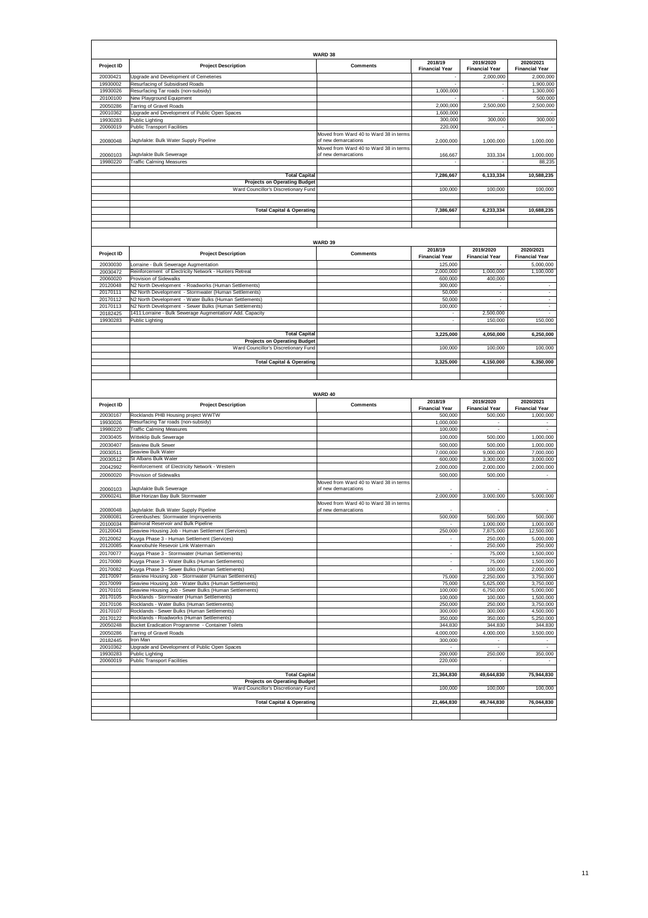## WARD 38

| Project ID | Project Description | Comments | 2018/19 Financial Year | 2019/2020 Financial Year | 2020/2021 Financial Year |
|---|---|---|---|---|---|
| 20030421 | Upgrade and Development of Cemeteries | | - | 2,000,000 | 2,000,000 |
| 19930002 | Resurfacing of Subsidised Roads | | - | - | 1,900,000 |
| 19930026 | Resurfacing Tar roads (non-subsidy) | | 1,000,000 | - | 1,300,000 |
| 20100100 | New Playground Equipment | | - | - | 500,000 |
| 20050286 | Tarring of Gravel Roads | | 2,000,000 | 2,500,000 | 2,500,000 |
| 20010362 | Upgrade and Development of Public Open Spaces | | 1,600,000 | - | - |
| 19930283 | Public Lighting | | 300,000 | 300,000 | 300,000 |
| 20060019 | Public Transport Facilities | | 220,000 | - | - |
| 20080048 | Jagtvlakte: Bulk Water Supply Pipeline | Moved from Ward 40 to Ward 38 in terms of new demarcations | 2,000,000 | 1,000,000 | 1,000,000 |
| 20060103 | Jagtvlakte Bulk Sewerage | Moved from Ward 40 to Ward 38 in terms of new demarcations | 166,667 | 333,334 | 1,000,000 |
| 19980220 | Traffic Calming Measures | | - | - | 88,235 |
| | **Total Capital** | | **7,286,667** | **6,133,334** | **10,588,235** |
| | **Projects on Operating Budget** | | | | |
| | Ward Councillor's Discretionary Fund | | 100,000 | 100,000 | 100,000 |
| | **Total Capital & Operating** | | **7,386,667** | **6,233,334** | **10,688,235** |

## WARD 39

| Project ID | Project Description | Comments | 2018/19 Financial Year | 2019/2020 Financial Year | 2020/2021 Financial Year |
|---|---|---|---|---|---|
| 20030030 | Lorraine - Bulk Sewerage Augmentation | | 125,000 | - | 5,000,000 |
| 20030472 | Reinforcement of Electricity Network - Hunters Retreat | | 2,000,000 | 1,000,000 | 1,100,000 |
| 20060020 | Provision of Sidewalks | | 600,000 | 400,000 | |
| 20120048 | N2 North Development - Roadworks (Human Settlements) | | 300,000 | - | - |
| 20170111 | N2 North Development - Stormwater (Human Settlements) | | 50,000 | - | - |
| 20170112 | N2 North Development - Water Bulks (Human Settlements) | | 50,000 | - | - |
| 20170113 | N2 North Development - Sewer Bulks (Human Settlements) | | 100,000 | - | - |
| 20182425 | 1411:Lorraine - Bulk Sewerage Augmentation/ Add. Capacity | | - | 2,500,000 | - |
| 19930283 | Public Lighting | | - | 150,000 | 150,000 |
| | **Total Capital** | | **3,225,000** | **4,050,000** | **6,250,000** |
| | **Projects on Operating Budget** | | | | |
| | Ward Councillor's Discretionary Fund | | 100,000 | 100,000 | 100,000 |
| | **Total Capital & Operating** | | **3,325,000** | **4,150,000** | **6,350,000** |

## WARD 40

| Project ID | Project Description | Comments | 2018/19 Financial Year | 2019/2020 Financial Year | 2020/2021 Financial Year |
|---|---|---|---|---|---|
| 20030167 | Rocklands PHB Housing project WWTW | | 500,000 | 500,000 | 1,000,000 |
| 19930026 | Resurfacing Tar roads (non-subsidy) | | 1,000,000 | - | - |
| 19980220 | Traffic Calming Measures | | 100,000 | - | - |
| 20030405 | Witteklip Bulk Sewerage | | 100,000 | 500,000 | 1,000,000 |
| 20030407 | Seaview Bulk Sewer | | 500,000 | 500,000 | 1,000,000 |
| 20030511 | Seaview Bulk Water | | 7,000,000 | 9,000,000 | 7,000,000 |
| 20030512 | St Albans Bulk Water | | 600,000 | 3,300,000 | 3,000,000 |
| 20042992 | Reinforcement of Electricity Network - Western | | 2,000,000 | 2,000,000 | 2,000,000 |
| 20060020 | Provision of Sidewalks | | 500,000 | 500,000 | - |
| 20060103 | Jagtvlakte Bulk Sewerage | Moved from Ward 40 to Ward 38 in terms of new demarcations | - | - | - |
| 20060241 | Blue Horizan Bay Bulk Stormwater | | 2,000,000 | 3,000,000 | 5,000,000 |
| 20080048 | Jagtvlakte: Bulk Water Supply Pipeline | Moved from Ward 40 to Ward 38 in terms of new demarcations | - | - | - |
| 20080081 | Greenbushes: Stormwater Improvements | | 500,000 | 500,000 | 500,000 |
| 20100034 | Balmoral Reservoir and Bulk Pipeline | | - | 1,000,000 | 1,000,000 |
| 20120043 | Seaview Housing Job - Human Settlement (Services) | | 250,000 | 7,875,000 | 12,500,000 |
| 20120062 | Kuyga Phase 3 - Human Settlement (Services) | | - | 250,000 | 5,000,000 |
| 20120085 | Kwanobuhle Resevoir Link Watermain | | - | 250,000 | 250,000 |
| 20170077 | Kuyga Phase 3 - Stormwater (Human Settlements) | | - | 75,000 | 1,500,000 |
| 20170080 | Kuyga Phase 3 - Water Bulks (Human Settlements) | | - | 75,000 | 1,500,000 |
| 20170082 | Kuyga Phase 3 - Sewer Bulks (Human Settlements) | | - | 100,000 | 2,000,000 |
| 20170097 | Seaview Housing Job - Stormwater (Human Settlements) | | 75,000 | 2,250,000 | 3,750,000 |
| 20170099 | Seaview Housing Job - Water Bulks (Human Settlements) | | 75,000 | 5,625,000 | 3,750,000 |
| 20170101 | Seaview Housing Job - Sewer Bulks (Human Settlements) | | 100,000 | 6,750,000 | 5,000,000 |
| 20170105 | Rocklands - Stormwater (Human Settlements) | | 100,000 | 100,000 | 1,500,000 |
| 20170106 | Rocklands - Water Bulks (Human Settlements) | | 250,000 | 250,000 | 3,750,000 |
| 20170107 | Rocklands - Sewer Bulks (Human Settlements) | | 300,000 | 300,000 | 4,500,000 |
| 20170122 | Rocklands - Roadworks (Human Settlements) | | 350,000 | 350,000 | 5,250,000 |
| 20050248 | Bucket Eradication Programme - Container Toilets | | 344,830 | 344,830 | 344,830 |
| 20050286 | Tarring of Gravel Roads | | 4,000,000 | 4,000,000 | 3,500,000 |
| 20182445 | Iron Man | | 300,000 | - | - |
| 20010362 | Upgrade and Development of Public Open Spaces | | - | - | - |
| 19930283 | Public Lighting | | 200,000 | 250,000 | 350,000 |
| 20060019 | Public Transport Facilities | | 220,000 | - | - |
| | **Total Capital** | | **21,364,830** | **49,644,830** | **75,944,830** |
| | **Projects on Operating Budget** | | | | |
| | Ward Councillor's Discretionary Fund | | 100,000 | 100,000 | 100,000 |
| | **Total Capital & Operating** | | **21,464,830** | **49,744,830** | **76,044,830** |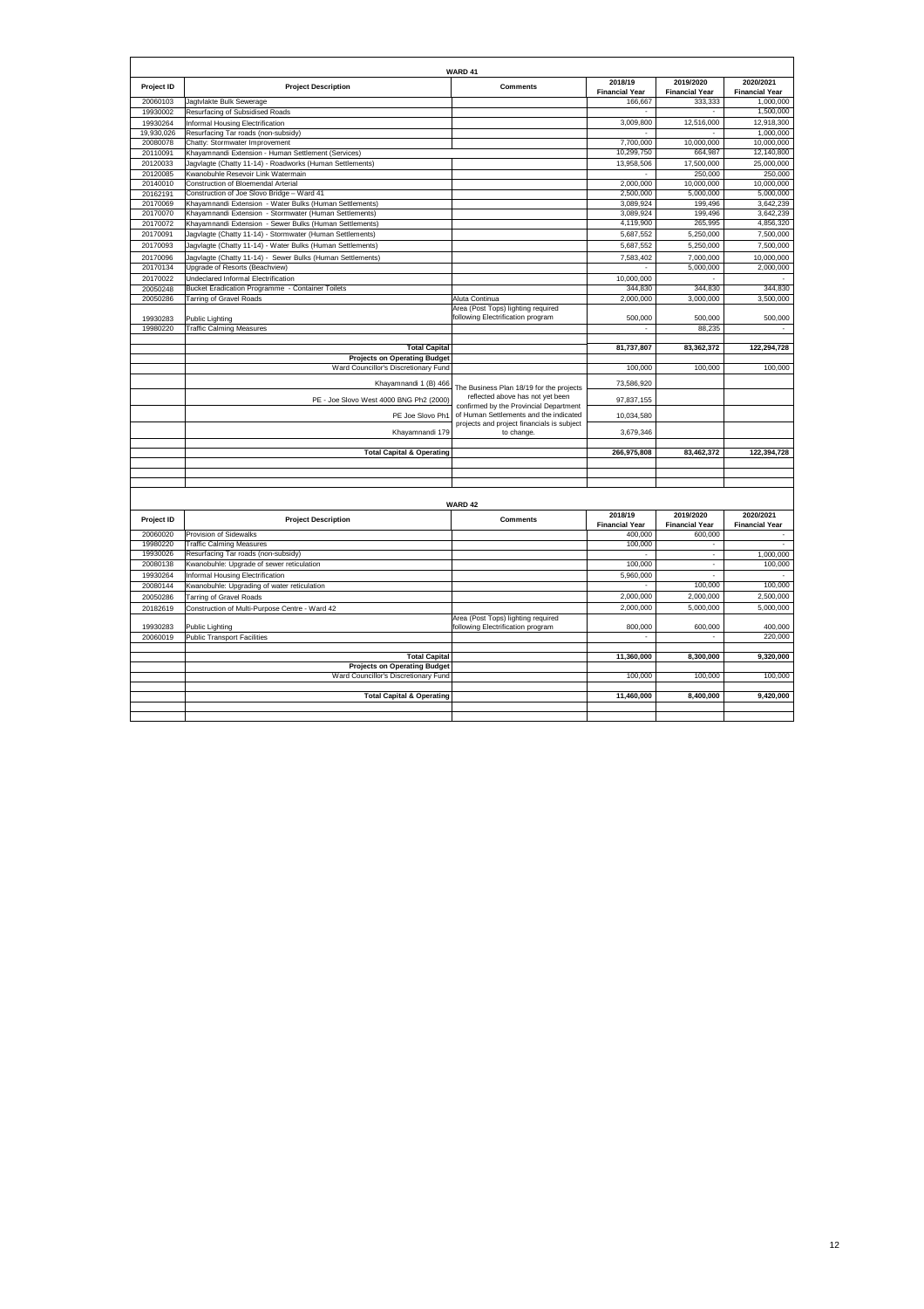## WARD 41

| Project ID | Project Description | Comments | 2018/19 Financial Year | 2019/2020 Financial Year | 2020/2021 Financial Year |
|---|---|---|---|---|---|
| 20060103 | Jagtvlakte Bulk Sewerage | | 166,667 | 333,333 | 1,000,000 |
| 19930002 | Resurfacing of Subsidised Roads | | - | - | 1,500,000 |
| 19930264 | Informal Housing Electrification | | 3,009,800 | 12,516,000 | 12,918,300 |
| 19,930,026 | Resurfacing Tar roads (non-subsidy) | | - | - | 1,000,000 |
| 20080078 | Chatty: Stormwater Improvement | | 7,700,000 | 10,000,000 | 10,000,000 |
| 20110091 | Khayamnandi Extension - Human Settlement (Services) | | 10,299,750 | 664,987 | 12,140,800 |
| 20120033 | Jagvlagte (Chatty 11-14) - Roadworks (Human Settlements) | | 13,958,506 | 17,500,000 | 25,000,000 |
| 20120085 | Kwanobuhle Resevoir Link Watermain | | - | 250,000 | 250,000 |
| 20140010 | Construction of Bloemendal Arterial | | 2,000,000 | 10,000,000 | 10,000,000 |
| 20162191 | Construction of Joe Slovo Bridge – Ward 41 | | 2,500,000 | 5,000,000 | 5,000,000 |
| 20170069 | Khayamnandi Extension - Water Bulks (Human Settlements) | | 3,089,924 | 199,496 | 3,642,239 |
| 20170070 | Khayamnandi Extension - Stormwater (Human Settlements) | | 3,089,924 | 199,496 | 3,642,239 |
| 20170072 | Khayamnandi Extension - Sewer Bulks (Human Settlements) | | 4,119,900 | 265,995 | 4,856,320 |
| 20170091 | Jagvlagte (Chatty 11-14) - Stormwater (Human Settlements) | | 5,687,552 | 5,250,000 | 7,500,000 |
| 20170093 | Jagvlagte (Chatty 11-14) - Water Bulks (Human Settlements) | | 5,687,552 | 5,250,000 | 7,500,000 |
| 20170096 | Jagvlagte (Chatty 11-14) - Sewer Bulks (Human Settlements) | | 7,583,402 | 7,000,000 | 10,000,000 |
| 20170134 | Upgrade of Resorts (Beachview) | | - | 5,000,000 | 2,000,000 |
| 20170022 | Undeclared Informal Electrification | | 10,000,000 | - | - |
| 20050248 | Bucket Eradication Programme - Container Toilets | | 344,830 | 344,830 | 344,830 |
| 20050286 | Tarring of Gravel Roads | Aluta Continua | 2,000,000 | 3,000,000 | 3,500,000 |
| 19930283 | Public Lighting | Area (Post Tops) lighting required following Electrification program | 500,000 | 500,000 | 500,000 |
| 19980220 | Traffic Calming Measures | | - | 88,235 | - |
| | **Total Capital** | | **81,737,807** | **83,362,372** | **122,294,728** |
| | **Projects on Operating Budget** | | | | |
| | Ward Councillor's Discretionary Fund | | 100,000 | 100,000 | 100,000 |
| | Khayamnandi 1 (B) 466 | The Business Plan 18/19 for the projects reflected above has not yet been confirmed by the Provincial Department of Human Settlements and the indicated projects and project financials is subject to change. | 73,586,920 | | |
| | PE - Joe Slovo West 4000 BNG Ph2 (2000) | | 97,837,155 | | |
| | PE Joe Slovo Ph1 | | 10,034,580 | | |
| | Khayamnandi 179 | | 3,679,346 | | |
| | **Total Capital & Operating** | | **266,975,808** | **83,462,372** | **122,394,728** |

## WARD 42

| Project ID | Project Description | Comments | 2018/19 Financial Year | 2019/2020 Financial Year | 2020/2021 Financial Year |
|---|---|---|---|---|---|
| 20060020 | Provision of Sidewalks | | 400,000 | 600,000 | - |
| 19980220 | Traffic Calming Measures | | 100,000 | - | - |
| 19930026 | Resurfacing Tar roads (non-subsidy) | | - | - | 1,000,000 |
| 20080138 | Kwanobuhle: Upgrade of sewer reticulation | | 100,000 | - | 100,000 |
| 19930264 | Informal Housing Electrification | | 5,960,000 | - | - |
| 20080144 | Kwanobuhle: Upgrading of water reticulation | | - | 100,000 | 100,000 |
| 20050286 | Tarring of Gravel Roads | | 2,000,000 | 2,000,000 | 2,500,000 |
| 20182619 | Construction of Multi-Purpose Centre - Ward 42 | | 2,000,000 | 5,000,000 | 5,000,000 |
| 19930283 | Public Lighting | Area (Post Tops) lighting required following Electrification program | 800,000 | 600,000 | 400,000 |
| 20060019 | Public Transport Facilities | | - | - | 220,000 |
| | **Total Capital** | | **11,360,000** | **8,300,000** | **9,320,000** |
| | **Projects on Operating Budget** | | | | |
| | Ward Councillor's Discretionary Fund | | 100,000 | 100,000 | 100,000 |
| | **Total Capital & Operating** | | **11,460,000** | **8,400,000** | **9,420,000** |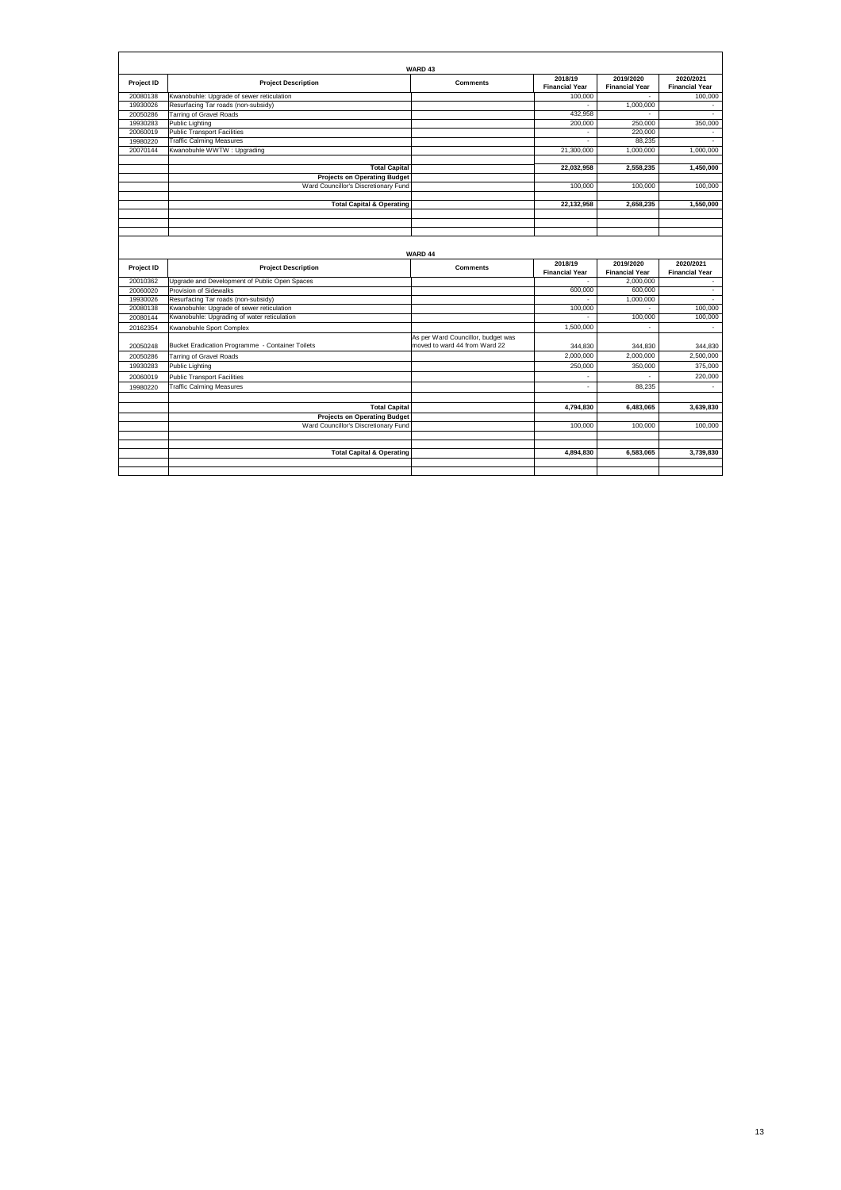## WARD 43

| Project ID | Project Description | Comments | 2018/19 Financial Year | 2019/2020 Financial Year | 2020/2021 Financial Year |
|---|---|---|---|---|---|
| 20080138 | Kwanobuhle: Upgrade of sewer reticulation | | 100,000 | - | 100,000 |
| 19930026 | Resurfacing Tar roads (non-subsidy) | | - | 1,000,000 | - |
| 20050286 | Tarring of Gravel Roads | | 432,958 | - | - |
| 19930283 | Public Lighting | | 200,000 | 250,000 | 350,000 |
| 20060019 | Public Transport Facilities | | - | 220,000 | - |
| 19980220 | Traffic Calming Measures | | - | 88,235 | - |
| 20070144 | Kwanobuhle WWTW : Upgrading | | 21,300,000 | 1,000,000 | 1,000,000 |
| | | | | | |
| | **Total Capital** | | **22,032,958** | **2,558,235** | **1,450,000** |
| | **Projects on Operating Budget** | | | | |
| | Ward Councillor's Discretionary Fund | | 100,000 | 100,000 | 100,000 |
| | | | | | |
| | **Total Capital & Operating** | | **22,132,958** | **2,658,235** | **1,550,000** |

## WARD 44

| Project ID | Project Description | Comments | 2018/19 Financial Year | 2019/2020 Financial Year | 2020/2021 Financial Year |
|---|---|---|---|---|---|
| 20010362 | Upgrade and Development of Public Open Spaces | | - | 2,000,000 | - |
| 20060020 | Provision of Sidewalks | | 600,000 | 600,000 | - |
| 19930026 | Resurfacing Tar roads (non-subsidy) | | - | 1,000,000 | - |
| 20080138 | Kwanobuhle: Upgrade of sewer reticulation | | 100,000 | - | 100,000 |
| 20080144 | Kwanobuhle: Upgrading of water reticulation | | - | 100,000 | 100,000 |
| 20162354 | Kwanobuhle Sport Complex | | 1,500,000 | - | - |
| 20050248 | Bucket Eradication Programme - Container Toilets | As per Ward Councillor, budget was moved to ward 44 from Ward 22 | 344,830 | 344,830 | 344,830 |
| 20050286 | Tarring of Gravel Roads | | 2,000,000 | 2,000,000 | 2,500,000 |
| 19930283 | Public Lighting | | 250,000 | 350,000 | 375,000 |
| 20060019 | Public Transport Facilities | | - | - | 220,000 |
| 19980220 | Traffic Calming Measures | | - | 88,235 | - |
| | | | | | |
| | **Total Capital** | | **4,794,830** | **6,483,065** | **3,639,830** |
| | **Projects on Operating Budget** | | | | |
| | Ward Councillor's Discretionary Fund | | 100,000 | 100,000 | 100,000 |
| | | | | | |
| | **Total Capital & Operating** | | **4,894,830** | **6,583,065** | **3,739,830** |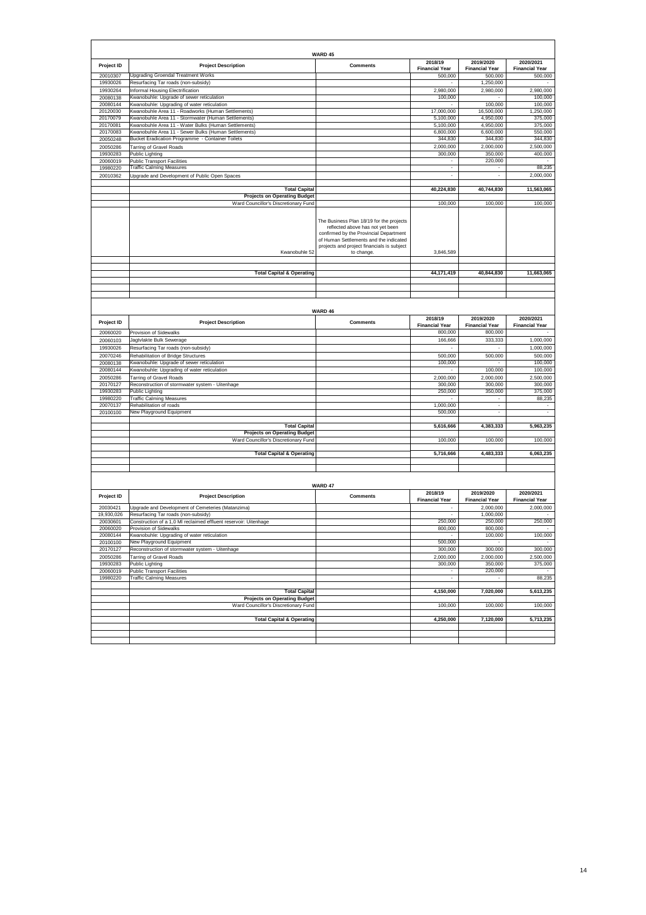## WARD 45

| Project ID | Project Description | Comments | 2018/19 Financial Year | 2019/2020 Financial Year | 2020/2021 Financial Year |
|---|---|---|---|---|---|
| 20010307 | Upgrading Groendal Treatment Works | | 500,000 | 500,000 | 500,000 |
| 19930026 | Resurfacing Tar roads (non-subsidy) | | - | 1,250,000 | - |
| 19930264 | Informal Housing Electrification | | 2,980,000 | 2,980,000 | 2,980,000 |
| 20080138 | Kwanobuhle: Upgrade of sewer reticulation | | 100,000 | - | 100,000 |
| 20080144 | Kwanobuhle: Upgrading of water reticulation | | - | 100,000 | 100,000 |
| 20120030 | Kwanobuhle Area 11 - Roadworks (Human Settlements) | | 17,000,000 | 16,500,000 | 1,250,000 |
| 20170079 | Kwanobuhle Area 11 - Stormwater (Human Settlements) | | 5,100,000 | 4,950,000 | 375,000 |
| 20170081 | Kwanobuhle Area 11 - Water Bulks (Human Settlements) | | 5,100,000 | 4,950,000 | 375,000 |
| 20170083 | Kwanobuhle Area 11 - Sewer Bulks (Human Settlements) | | 6,800,000 | 6,600,000 | 550,000 |
| 20050248 | Bucket Eradication Programme - Container Toilets | | 344,830 | 344,830 | 344,830 |
| 20050286 | Tarring of Gravel Roads | | 2,000,000 | 2,000,000 | 2,500,000 |
| 19930283 | Public Lighting | | 300,000 | 350,000 | 400,000 |
| 20060019 | Public Transport Facilities | | - | 220,000 | - |
| 19980220 | Traffic Calming Measures | | - | - | 88,235 |
| 20010362 | Upgrade and Development of Public Open Spaces | | - | - | 2,000,000 |
| | | | | | |
| | **Total Capital** | | **40,224,830** | **40,744,830** | **11,563,065** |
| | **Projects on Operating Budget** | | | | |
| | Ward Councillor's Discretionary Fund | | 100,000 | 100,000 | 100,000 |
| | Kwanobuhle 52 | The Business Plan 18/19 for the projects reflected above has not yet been confirmed by the Provincial Department of Human Settlements and the indicated projects and project financials is subject to change. | 3,846,589 | | |
| | | | | | |
| | **Total Capital & Operating** | | **44,171,419** | **40,844,830** | **11,663,065** |

## WARD 46

| Project ID | Project Description | Comments | 2018/19 Financial Year | 2019/2020 Financial Year | 2020/2021 Financial Year |
|---|---|---|---|---|---|
| 20060020 | Provision of Sidewalks | | 800,000 | 800,000 | - |
| 20060103 | Jagtvlakte Bulk Sewerage | | 166,666 | 333,333 | 1,000,000 |
| 19930026 | Resurfacing Tar roads (non-subsidy) | | - | - | 1,000,000 |
| 20070246 | Rehabilitation of Bridge Structures | | 500,000 | 500,000 | 500,000 |
| 20080138 | Kwanobuhle: Upgrade of sewer reticulation | | 100,000 | - | 100,000 |
| 20080144 | Kwanobuhle: Upgrading of water reticulation | | - | 100,000 | 100,000 |
| 20050286 | Tarring of Gravel Roads | | 2,000,000 | 2,000,000 | 2,500,000 |
| 20170127 | Reconstruction of stormwater system - Uitenhage | | 300,000 | 300,000 | 300,000 |
| 19930283 | Public Lighting | | 250,000 | 350,000 | 375,000 |
| 19980220 | Traffic Calming Measures | | - | - | 88,235 |
| 20070137 | Rehabilitation of roads | | 1,000,000 | - | - |
| 20100100 | New Playground Equipment | | 500,000 | - | - |
| | | | | | |
| | **Total Capital** | | **5,616,666** | **4,383,333** | **5,963,235** |
| | **Projects on Operating Budget** | | | | |
| | Ward Councillor's Discretionary Fund | | 100,000 | 100,000 | 100,000 |
| | | | | | |
| | **Total Capital & Operating** | | **5,716,666** | **4,483,333** | **6,063,235** |

## WARD 47

| Project ID | Project Description | Comments | 2018/19 Financial Year | 2019/2020 Financial Year | 2020/2021 Financial Year |
|---|---|---|---|---|---|
| 20030421 | Upgrade and Development of Cemeteries (Matanzima) | | - | 2,000,000 | 2,000,000 |
| 19,930,026 | Resurfacing Tar roads (non-subsidy) | | - | 1,000,000 | - |
| 20030601 | Construction of a 1,0 Ml reclaimed effluent reservoir: Uitenhage | | 250,000 | 250,000 | 250,000 |
| 20060020 | Provision of Sidewalks | | 800,000 | 800,000 | - |
| 20080144 | Kwanobuhle: Upgrading of water reticulation | | - | 100,000 | 100,000 |
| 20100100 | New Playground Equipment | | 500,000 | - | - |
| 20170127 | Reconstruction of stormwater system - Uitenhage | | 300,000 | 300,000 | 300,000 |
| 20050286 | Tarring of Gravel Roads | | 2,000,000 | 2,000,000 | 2,500,000 |
| 19930283 | Public Lighting | | 300,000 | 350,000 | 375,000 |
| 20060019 | Public Transport Facilities | | - | 220,000 | - |
| 19980220 | Traffic Calming Measures | | - | - | 88,235 |
| | | | | | |
| | **Total Capital** | | **4,150,000** | **7,020,000** | **5,613,235** |
| | **Projects on Operating Budget** | | | | |
| | Ward Councillor's Discretionary Fund | | 100,000 | 100,000 | 100,000 |
| | | | | | |
| | **Total Capital & Operating** | | **4,250,000** | **7,120,000** | **5,713,235** |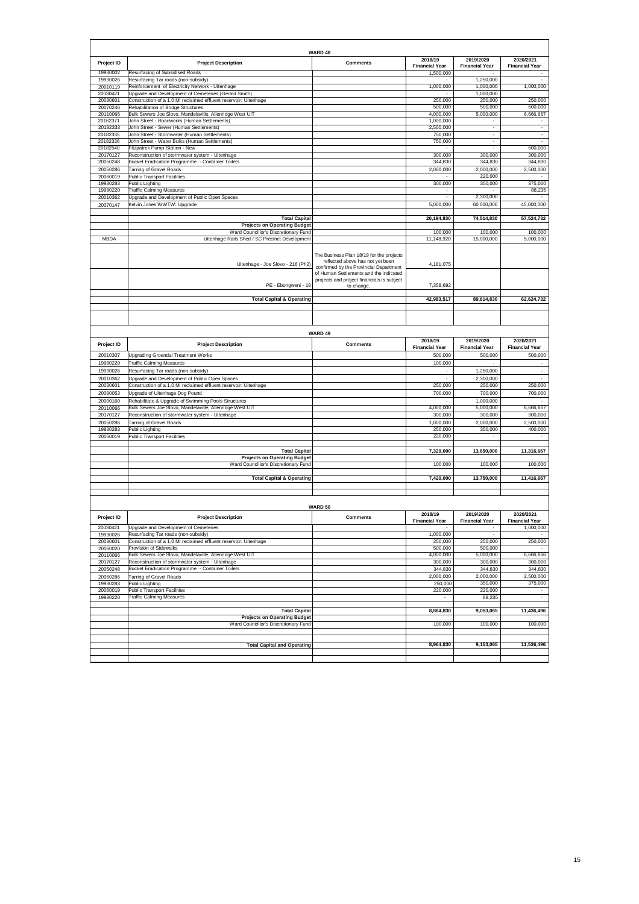## WARD 48

| Project ID | Project Description | Comments | 2018/19 Financial Year | 2019/2020 Financial Year | 2020/2021 Financial Year |
|---|---|---|---|---|---|
| 19930002 | Resurfacing of Subsidised Roads | | 1,500,000 | - | - |
| 19930026 | Resurfacing Tar roads (non-subsidy) | | - | 1,250,000 | - |
| 20010119 | Reinforcement of Electricity Network - Uitenhage | | 1,000,000 | 1,000,000 | 1,000,000 |
| 20030421 | Upgrade and Development of Cemeteries (Gerald Smith) | | - | 1,000,000 | |
| 20030601 | Construction of a 1,0 Ml reclaimed effluent reservoir: Uitenhage | | 250,000 | 250,000 | 250,000 |
| 20070246 | Rehabilitation of Bridge Structures | | 500,000 | 500,000 | 500,000 |
| 20110066 | Bulk Sewers Joe Slovo, Mandelaville, Allenridge West UIT | | 4,000,000 | 5,000,000 | 6,666,667 |
| 20162371 | John Street - Roadworks (Human Settlements) | | 1,000,000 | - | - |
| 20182333 | John Street - Sewer (Human Settlements) | | 2,500,000 | - | - |
| 20182335 | John Street - Stormwater (Human Settlements) | | 750,000 | - | - |
| 20182336 | John Street - Water Bulks (Human Settlements) | | 750,000 | - | - |
| 20182540 | Fitzpatrck Pump-Station - New | | - | - | 500,000 |
| 20170127 | Reconstruction of stormwater system - Uitenhage | | 300,000 | 300,000 | 300,000 |
| 20050248 | Bucket Eradication Programme - Container Toilets | | 344,830 | 344,830 | 344,830 |
| 20050286 | Tarring of Gravel Roads | | 2,000,000 | 2,000,000 | 2,500,000 |
| 20060019 | Public Transport Facilities | | - | 220,000 | - |
| 19930283 | Public Lighting | | 300,000 | 350,000 | 375,000 |
| 19980220 | Traffic Calming Measures | | - | - | 88,235 |
| 20010362 | Upgrade and Development of Public Open Spaces | | - | 2,300,000 | - |
| 20070147 | Kelvin Jones WWTW: Upgrade | | 5,000,000 | 60,000,000 | 45,000,000 |
| | **Total Capital** | | **20,194,830** | **74,514,830** | **57,524,732** |
| | **Projects on Operating Budget** | | | | |
| | Ward Councillor's Discretionary Fund | | 100,000 | 100,000 | 100,000 |
| MBDA | Uitenhage Rails Shed / SC Precinct Development | | 11,148,920 | 15,000,000 | 5,000,000 |
| | Uitenhage - Joe Slovo - 216 (Ph2) | The Business Plan 18/19 for the projects reflected above has not yet been confirmed by the Provincial Department of Human Settlements and the indicated projects and project financials is subject to change. | 4,181,075 | | |
| | PE - Ebongweni - 18 | | 7,358,692 | | |
| | **Total Capital & Operating** | | **42,983,517** | **89,614,830** | **62,624,732** |

## WARD 49

| Project ID | Project Description | Comments | 2018/19 Financial Year | 2019/2020 Financial Year | 2020/2021 Financial Year |
|---|---|---|---|---|---|
| 20010307 | Upgrading Groendal Treatment Works | | 500,000 | 500,000 | 500,000 |
| 19980220 | Traffic Calming Measures | | 100,000 | - | - |
| 19930026 | Resurfacing Tar roads (non-subsidy) | | - | 1,250,000 | - |
| 20010362 | Upgrade and Development of Public Open Spaces | | - | 2,300,000 | - |
| 20030601 | Construction of a 1,0 Ml reclaimed effluent reservoir: Uitenhage | | 250,000 | 250,000 | 250,000 |
| 20090053 | Upgrade of Uitenhage Dog Pound | | 700,000 | 700,000 | 700,000 |
| 20000160 | Rehabilitate & Upgrade of Swimming Pools Structures | | - | 1,000,000 | - |
| 20110066 | Bulk Sewers Joe Slovo, Mandelaville, Allenridge West UIT | | 4,000,000 | 5,000,000 | 6,666,667 |
| 20170127 | Reconstruction of stormwater system - Uitenhage | | 300,000 | 300,000 | 300,000 |
| 20050286 | Tarring of Gravel Roads | | 1,000,000 | 2,000,000 | 2,500,000 |
| 19930283 | Public Lighting | | 250,000 | 350,000 | 400,000 |
| 20060019 | Public Transport Facilities | | 220,000 | - | - |
| | **Total Capital** | | **7,320,000** | **13,650,000** | **11,316,667** |
| | **Projects on Operating Budget** | | | | |
| | Ward Councillor's Discretionary Fund | | 100,000 | 100,000 | 100,000 |
| | **Total Capital & Operating** | | **7,420,000** | **13,750,000** | **11,416,667** |

## WARD 50

| Project ID | Project Description | Comments | 2018/19 Financial Year | 2019/2020 Financial Year | 2020/2021 Financial Year |
|---|---|---|---|---|---|
| 20030421 | Upgrade and Development of Cemeteries | | - | - | 1,000,000 |
| 19930026 | Resurfacing Tar roads (non-subsidy) | | 1,000,000 | - | - |
| 20030601 | Construction of a 1,0 Ml reclaimed effluent reservoir: Uitenhage | | 250,000 | 250,000 | 250,000 |
| 20060020 | Provision of Sidewalks | | 500,000 | 500,000 | - |
| 20110066 | Bulk Sewers Joe Slovo, Mandelaville, Allenridge West UIT | | 4,000,000 | 5,000,000 | 6,666,666 |
| 20170127 | Reconstruction of stormwater system - Uitenhage | | 300,000 | 300,000 | 300,000 |
| 20050248 | Bucket Eradication Programme - Container Toilets | | 344,830 | 344,830 | 344,830 |
| 20050286 | Tarring of Gravel Roads | | 2,000,000 | 2,000,000 | 2,500,000 |
| 19930283 | Public Lighting | | 250,000 | 350,000 | 375,000 |
| 20060019 | Public Transport Facilities | | 220,000 | 220,000 | - |
| 19980220 | Traffic Calming Measures | | - | 88,235 | - |
| | **Total Capital** | | **8,864,830** | **9,053,065** | **11,436,496** |
| | **Projects on Operating Budget** | | | | |
| | Ward Councillor's Discretionary Fund | | 100,000 | 100,000 | 100,000 |
| | **Total Capital and Operating** | | **8,964,830** | **9,153,065** | **11,536,496** |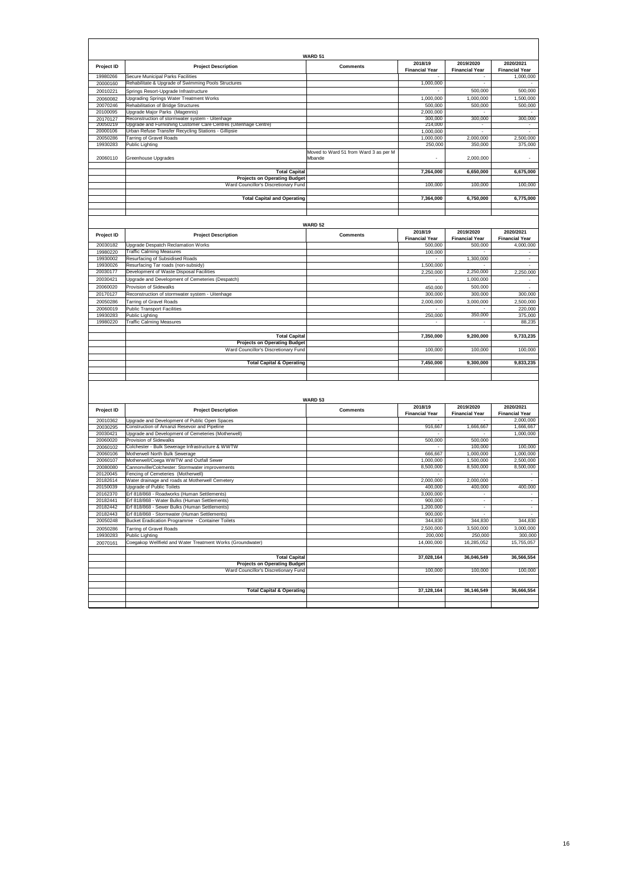## WARD 51

| Project ID | Project Description | Comments | 2018/19 Financial Year | 2019/2020 Financial Year | 2020/2021 Financial Year |
|---|---|---|---|---|---|
| 19980266 | Secure Municipal Parks Facilities | | - | - | 1,000,000 |
| 20000160 | Rehabilitate & Upgrade of Swimming Pools Structures | | 1,000,000 | - | - |
| 20010221 | Springs Resort-Upgrade Infrastructure | | - | 500,000 | 500,000 |
| 20060082 | Upgrading Springs Water Treatment Works | | 1,000,000 | 1,000,000 | 1,500,000 |
| 20070246 | Rehabilitation of Bridge Structures | | 500,000 | 500,000 | 500,000 |
| 20100095 | Upgrade Major Parks (Magennis) | | 2,000,000 | - | - |
| 20170127 | Reconstruction of stormwater system - Uitenhage | | 300,000 | 300,000 | 300,000 |
| 20050219 | Upgrade and Furnishing Customer Care Centres (Uitenhage Centre) | | 214,000 | - | - |
| 20000106 | Urban Refuse Transfer Recycling Stations - Gillipsie | | 1,000,000 | - | - |
| 20050286 | Tarring of Gravel Roads | | 1,000,000 | 2,000,000 | 2,500,000 |
| 19930283 | Public Lighting | | 250,000 | 350,000 | 375,000 |
| 20060110 | Greenhouse Upgrades | Moved to Ward 51 from Ward 3 as per M Mbande | - | 2,000,000 | - |
| | **Total Capital** | | **7,264,000** | **6,650,000** | **6,675,000** |
| | **Projects on Operating Budget** | | | | |
| | Ward Councillor's Discretionary Fund | | 100,000 | 100,000 | 100,000 |
| | **Total Capital and Operating** | | **7,364,000** | **6,750,000** | **6,775,000** |

## WARD 52

| Project ID | Project Description | Comments | 2018/19 Financial Year | 2019/2020 Financial Year | 2020/2021 Financial Year |
|---|---|---|---|---|---|
| 20030182 | Upgrade Despatch Reclamation Works | | 500,000 | 500,000 | 4,000,000 |
| 19980220 | Traffic Calming Measures | | 100,000 | - | - |
| 19930002 | Resurfacing of Subsidised Roads | | - | 1,300,000 | - |
| 19930026 | Resurfacing Tar roads (non-subsidy) | | 1,500,000 | - | - |
| 20030177 | Development of Waste Disposal Facilities | | 2,250,000 | 2,250,000 | 2,250,000 |
| 20030421 | Upgrade and Development of Cemeteries (Despatch) | | - | 1,000,000 | - |
| 20060020 | Provision of Sidewalks | | 450,000 | 500,000 | - |
| 20170127 | Reconstruction of stormwater system - Uitenhage | | 300,000 | 300,000 | 300,000 |
| 20050286 | Tarring of Gravel Roads | | 2,000,000 | 3,000,000 | 2,500,000 |
| 20060019 | Public Transport Facilities | | - | - | 220,000 |
| 19930283 | Public Lighting | | 250,000 | 350,000 | 375,000 |
| 19980220 | Traffic Calming Measures | | - | - | 88,235 |
| | **Total Capital** | | **7,350,000** | **9,200,000** | **9,733,235** |
| | **Projects on Operating Budget** | | | | |
| | Ward Councillor's Discretionary Fund | | 100,000 | 100,000 | 100,000 |
| | **Total Capital & Operating** | | **7,450,000** | **9,300,000** | **9,833,235** |

## WARD 53

| Project ID | Project Description | Comments | 2018/19 Financial Year | 2019/2020 Financial Year | 2020/2021 Financial Year |
|---|---|---|---|---|---|
| 20010362 | Upgrade and Development of Public Open Spaces | | - | - | 2,000,000 |
| 20030295 | Construction of Amanzi Resevoir and Pipeline | | 916,667 | 1,666,667 | 1,666,667 |
| 20030421 | Upgrade and Development of Cemeteries (Motherwell) | | - | - | 1,000,000 |
| 20060020 | Provision of Sidewalks | | 500,000 | 500,000 | - |
| 20060102 | Colchester - Bulk Sewerage Infrastructure & WWTW | | - | 100,000 | 100,000 |
| 20060106 | Motherwell North Bulk Sewerage | | 666,667 | 1,000,000 | 1,000,000 |
| 20060107 | Motherwell/Coega WWTW and Outfall Sewer | | 1,000,000 | 1,500,000 | 2,500,000 |
| 20080080 | Cannonville/Colchester: Stormwater improvements | | 8,500,000 | 8,500,000 | 8,500,000 |
| 20120045 | Fencing of Cemeteries (Motherwell) | | - | - | - |
| 20182614 | Water drainage and roads at Motherwell Cemetery | | 2,000,000 | 2,000,000 | - |
| 20150039 | Upgrade of Public Toilets | | 400,000 | 400,000 | 400,000 |
| 20162370 | Erf 818/868 - Roadworks (Human Settlements) | | 3,000,000 | - | - |
| 20182441 | Erf 818/868 - Water Bulks (Human Settlements) | | 900,000 | - | - |
| 20182442 | Erf 818/868 - Sewer Bulks (Human Settlements) | | 1,200,000 | - | - |
| 20182443 | Erf 818/868 - Stormwater (Human Settlements) | | 900,000 | - | - |
| 20050248 | Bucket Eradication Programme - Container Toilets | | 344,830 | 344,830 | 344,830 |
| 20050286 | Tarring of Gravel Roads | | 2,500,000 | 3,500,000 | 3,000,000 |
| 19930283 | Public Lighting | | 200,000 | 250,000 | 300,000 |
| 20070161 | Coegakop Wellfield and Water Treatment Works (Groundwater) | | 14,000,000 | 16,285,052 | 15,755,057 |
| | **Total Capital** | | **37,028,164** | **36,046,549** | **36,566,554** |
| | **Projects on Operating Budget** | | | | |
| | Ward Councillor's Discretionary Fund | | 100,000 | 100,000 | 100,000 |
| | **Total Capital & Operating** | | **37,128,164** | **36,146,549** | **36,666,554** |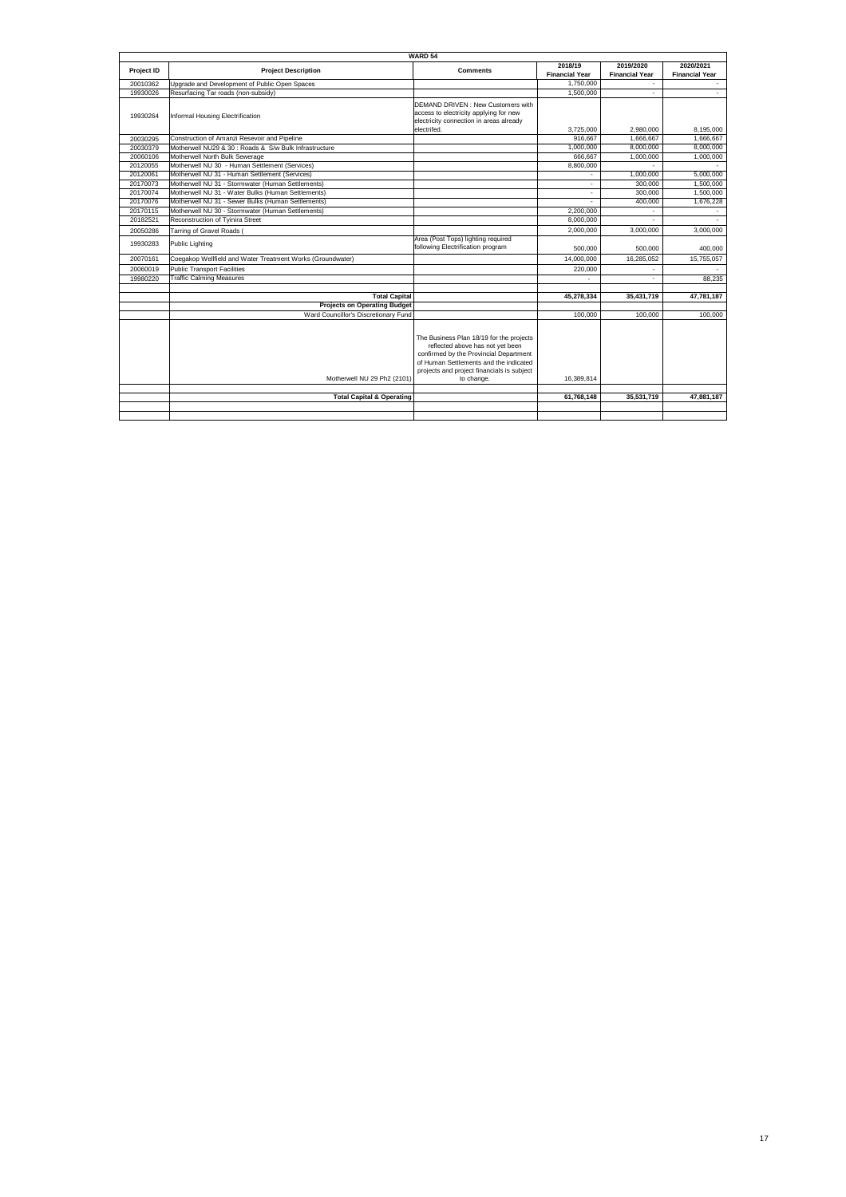| WARD 54 | | | | | |
|---|---|---|---|---|---|
| Project ID | Project Description | Comments | 2018/19 Financial Year | 2019/2020 Financial Year | 2020/2021 Financial Year |
| 20010362 | Upgrade and Development of Public Open Spaces | | 1,750,000 | - | - |
| 19930026 | Resurfacing Tar roads (non-subsidy) | | 1,500,000 | - | - |
| 19930264 | Informal Housing Electrification | DEMAND DRIVEN : New Customers with access to electricity applying for new electricity connection in areas already electrifed. | 3,725,000 | 2,980,000 | 8,195,000 |
| 20030295 | Construction of Amanzi Resevoir and Pipeline | | 916,667 | 1,666,667 | 1,666,667 |
| 20030379 | Motherwell NU29 & 30 : Roads & S/w Bulk Infrastructure | | 1,000,000 | 8,000,000 | 8,000,000 |
| 20060106 | Motherwell North Bulk Sewerage | | 666,667 | 1,000,000 | 1,000,000 |
| 20120055 | Motherwell NU 30 - Human Settlement (Services) | | 8,800,000 | - | - |
| 20120061 | Motherwell NU 31 - Human Settlement (Services) | | - | 1,000,000 | 5,000,000 |
| 20170073 | Motherwell NU 31 - Stormwater (Human Settlements) | | - | 300,000 | 1,500,000 |
| 20170074 | Motherwell NU 31 - Water Bulks (Human Settlements) | | - | 300,000 | 1,500,000 |
| 20170076 | Motherwell NU 31 - Sewer Bulks (Human Settlements) | | - | 400,000 | 1,676,228 |
| 20170115 | Motherwell NU 30 - Stormwater (Human Settlements) | | 2,200,000 | - | - |
| 20182521 | Reconstruction of Tyinira Street | | 8,000,000 | - | - |
| 20050286 | Tarring of Gravel Roads ( | | 2,000,000 | 3,000,000 | 3,000,000 |
| 19930283 | Public Lighting | Area (Post Tops) lighting required following Electrification program | 500,000 | 500,000 | 400,000 |
| 20070161 | Coegakop Wellfield and Water Treatment Works (Groundwater) | | 14,000,000 | 16,285,052 | 15,755,057 |
| 20060019 | Public Transport Facilities | | 220,000 | - | - |
| 19960220 | Traffic Calming Measures | | - | - | 88,235 |
| | | | | | |
| | **Total Capital** | | **45,278,334** | **35,431,719** | **47,781,187** |
| | **Projects on Operating Budget** | | | | |
| | Ward Councillor's Discretionary Fund | | 100,000 | 100,000 | 100,000 |
| | Motherwell NU 29 Ph2 (2101) | The Business Plan 18/19 for the projects reflected above has not yet been confirmed by the Provincial Department of Human Settlements and the indicated projects and project financials is subject to change. | 16,389,814 | | |
| | | | | | |
| | **Total Capital & Operating** | | **61,768,148** | **35,531,719** | **47,881,187** |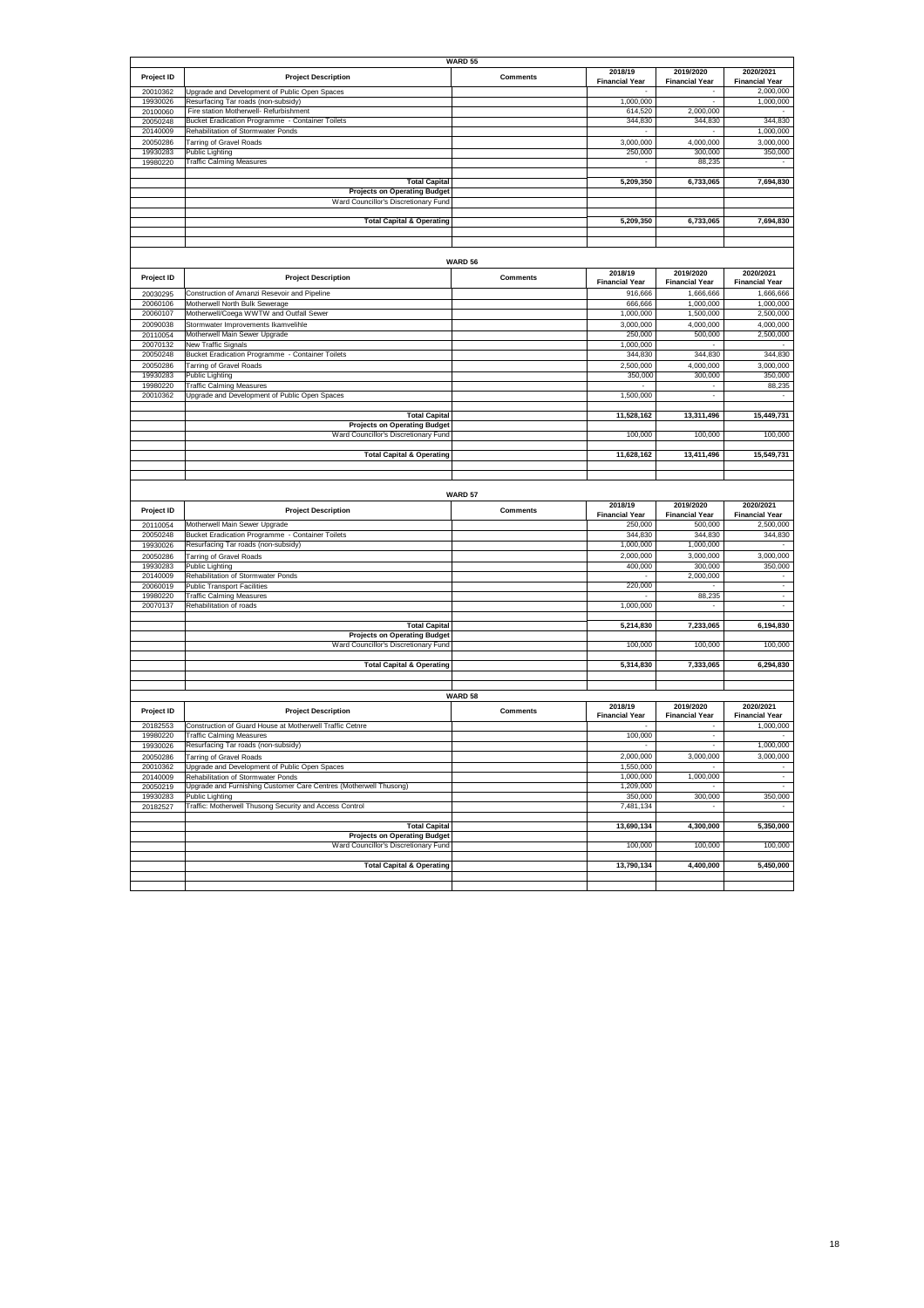## WARD 55

| Project ID | Project Description | Comments | 2018/19 Financial Year | 2019/2020 Financial Year | 2020/2021 Financial Year |
|---|---|---|---|---|---|
| 20010362 | Upgrade and Development of Public Open Spaces | | - | - | 2,000,000 |
| 19930026 | Resurfacing Tar roads (non-subsidy) | | 1,000,000 | - | 1,000,000 |
| 20100060 | Fire station Motherwell- Refurbishment | | 614,520 | 2,000,000 | - |
| 20050248 | Bucket Eradication Programme - Container Toilets | | 344,830 | 344,830 | 344,830 |
| 20140009 | Rehabilitation of Stormwater Ponds | | - | - | 1,000,000 |
| 20050286 | Tarring of Gravel Roads | | 3,000,000 | 4,000,000 | 3,000,000 |
| 19930283 | Public Lighting | | 250,000 | 300,000 | 350,000 |
| 19980220 | Traffic Calming Measures | | - | 88,235 | - |
| | | | | | |
| | **Total Capital** | | **5,209,350** | **6,733,065** | **7,694,830** |
| | **Projects on Operating Budget** | | | | |
| | Ward Councillor's Discretionary Fund | | | | |
| | | | | | |
| | **Total Capital & Operating** | | **5,209,350** | **6,733,065** | **7,694,830** |

## WARD 56

| Project ID | Project Description | Comments | 2018/19 Financial Year | 2019/2020 Financial Year | 2020/2021 Financial Year |
|---|---|---|---|---|---|
| 20030295 | Construction of Amanzi Resevoir and Pipeline | | 916,666 | 1,666,666 | 1,666,666 |
| 20060106 | Motherwell North Bulk Sewerage | | 666,666 | 1,000,000 | 1,000,000 |
| 20060107 | Motherwell/Coega WWTW and Outfall Sewer | | 1,000,000 | 1,500,000 | 2,500,000 |
| 20090038 | Stormwater Improvements Ikamvelihle | | 3,000,000 | 4,000,000 | 4,000,000 |
| 20110054 | Motherwell Main Sewer Upgrade | | 250,000 | 500,000 | 2,500,000 |
| 20070132 | New Traffic Signals | | 1,000,000 | - | - |
| 20050248 | Bucket Eradication Programme - Container Toilets | | 344,830 | 344,830 | 344,830 |
| 20050286 | Tarring of Gravel Roads | | 2,500,000 | 4,000,000 | 3,000,000 |
| 19930283 | Public Lighting | | 350,000 | 300,000 | 350,000 |
| 19980220 | Traffic Calming Measures | | - | - | 88,235 |
| 20010362 | Upgrade and Development of Public Open Spaces | | 1,500,000 | - | - |
| | | | | | |
| | **Total Capital** | | **11,528,162** | **13,311,496** | **15,449,731** |
| | **Projects on Operating Budget** | | | | |
| | Ward Councillor's Discretionary Fund | | 100,000 | 100,000 | 100,000 |
| | | | | | |
| | **Total Capital & Operating** | | **11,628,162** | **13,411,496** | **15,549,731** |

## WARD 57

| Project ID | Project Description | Comments | 2018/19 Financial Year | 2019/2020 Financial Year | 2020/2021 Financial Year |
|---|---|---|---|---|---|
| 20110054 | Motherwell Main Sewer Upgrade | | 250,000 | 500,000 | 2,500,000 |
| 20050248 | Bucket Eradication Programme - Container Toilets | | 344,830 | 344,830 | 344,830 |
| 19930026 | Resurfacing Tar roads (non-subsidy) | | 1,000,000 | 1,000,000 | - |
| 20050286 | Tarring of Gravel Roads | | 2,000,000 | 3,000,000 | 3,000,000 |
| 19930283 | Public Lighting | | 400,000 | 300,000 | 350,000 |
| 20140009 | Rehabilitation of Stormwater Ponds | | - | 2,000,000 | - |
| 20060019 | Public Transport Facilities | | 220,000 | - | - |
| 19980220 | Traffic Calming Measures | | - | 88,235 | - |
| 20070137 | Rehabilitation of roads | | 1,000,000 | - | - |
| | | | | | |
| | **Total Capital** | | **5,214,830** | **7,233,065** | **6,194,830** |
| | **Projects on Operating Budget** | | | | |
| | Ward Councillor's Discretionary Fund | | 100,000 | 100,000 | 100,000 |
| | | | | | |
| | **Total Capital & Operating** | | **5,314,830** | **7,333,065** | **6,294,830** |

## WARD 58

| Project ID | Project Description | Comments | 2018/19 Financial Year | 2019/2020 Financial Year | 2020/2021 Financial Year |
|---|---|---|---|---|---|
| 20182553 | Construction of Guard House at Motherwell Traffic Cetnre | | - | - | 1,000,000 |
| 19980220 | Traffic Calming Measures | | 100,000 | - | - |
| 19930026 | Resurfacing Tar roads (non-subsidy) | | | - | 1,000,000 |
| 20050286 | Tarring of Gravel Roads | | 2,000,000 | 3,000,000 | 3,000,000 |
| 20010362 | Upgrade and Development of Public Open Spaces | | 1,550,000 | - | - |
| 20140009 | Rehabilitation of Stormwater Ponds | | 1,000,000 | 1,000,000 | - |
| 20050219 | Upgrade and Furnishing Customer Care Centres (Motherwell Thusong) | | 1,209,000 | - | - |
| 19930283 | Public Lighting | | 350,000 | 300,000 | 350,000 |
| 20182527 | Traffic: Motherwell Thusong Security and Access Control | | 7,481,134 | - | - |
| | | | | | |
| | **Total Capital** | | **13,690,134** | **4,300,000** | **5,350,000** |
| | **Projects on Operating Budget** | | | | |
| | Ward Councillor's Discretionary Fund | | 100,000 | 100,000 | 100,000 |
| | | | | | |
| | **Total Capital & Operating** | | **13,790,134** | **4,400,000** | **5,450,000** |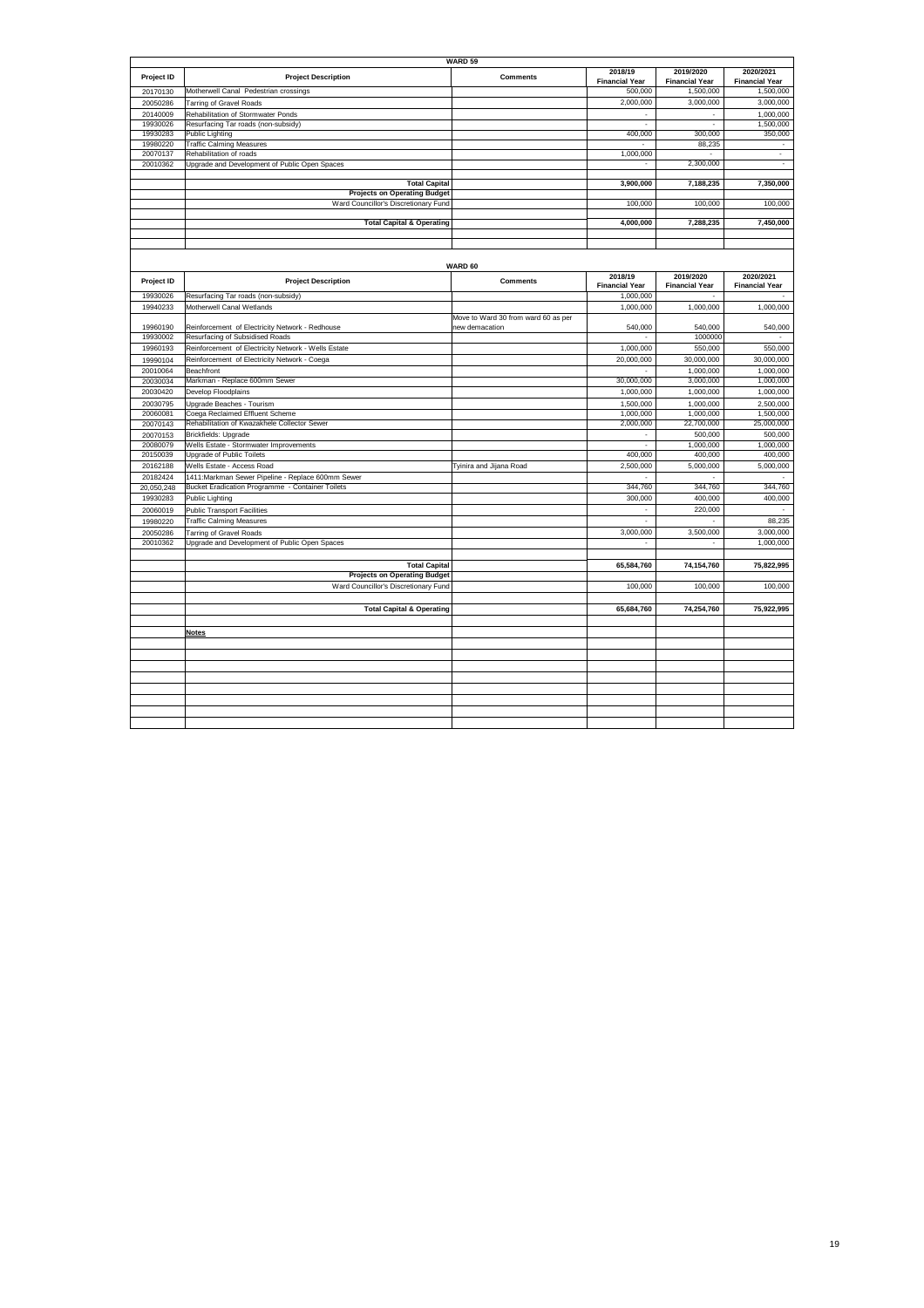## WARD 59

| Project ID | Project Description | Comments | 2018/19 Financial Year | 2019/2020 Financial Year | 2020/2021 Financial Year |
|---|---|---|---|---|---|
| 20170130 | Motherwell Canal Pedestrian crossings | | 500,000 | 1,500,000 | 1,500,000 |
| 20050286 | Tarring of Gravel Roads | | 2,000,000 | 3,000,000 | 3,000,000 |
| 20140009 | Rehabilitation of Stormwater Ponds | | - | - | 1,000,000 |
| 19930026 | Resurfacing Tar roads (non-subsidy) | | - | - | 1,500,000 |
| 19930283 | Public Lighting | | 400,000 | 300,000 | 350,000 |
| 19980220 | Traffic Calming Measures | | - | 88,235 | - |
| 20070137 | Rehabilitation of roads | | 1,000,000 | - | - |
| 20010362 | Upgrade and Development of Public Open Spaces | | - | 2,300,000 | - |
| | | | | | |
| | **Total Capital** | | **3,900,000** | **7,188,235** | **7,350,000** |
| | **Projects on Operating Budget** | | | | |
| | Ward Councillor's Discretionary Fund | | 100,000 | 100,000 | 100,000 |
| | | | | | |
| | **Total Capital & Operating** | | **4,000,000** | **7,288,235** | **7,450,000** |

## WARD 60

| Project ID | Project Description | Comments | 2018/19 Financial Year | 2019/2020 Financial Year | 2020/2021 Financial Year |
|---|---|---|---|---|---|
| 19930026 | Resurfacing Tar roads (non-subsidy) | | 1,000,000 | - | - |
| 19940233 | Motherwell Canal Wetlands | | 1,000,000 | 1,000,000 | 1,000,000 |
| 19960190 | Reinforcement of Electricity Network - Redhouse | Move to Ward 30 from ward 60 as per new demacation | 540,000 | 540,000 | 540,000 |
| 19930002 | Resurfacing of Subsidised Roads | | - | 1000000 | - |
| 19960193 | Reinforcement of Electricity Network - Wells Estate | | 1,000,000 | 550,000 | 550,000 |
| 19990104 | Reinforcement of Electricity Network - Coega | | 20,000,000 | 30,000,000 | 30,000,000 |
| 20010064 | Beachfront | | - | 1,000,000 | 1,000,000 |
| 20030034 | Markman - Replace 600mm Sewer | | 30,000,000 | 3,000,000 | 1,000,000 |
| 20030420 | Develop Floodplains | | 1,000,000 | 1,000,000 | 1,000,000 |
| 20030795 | Upgrade Beaches - Tourism | | 1,500,000 | 1,000,000 | 2,500,000 |
| 20060081 | Coega Reclaimed Effluent Scheme | | 1,000,000 | 1,000,000 | 1,500,000 |
| 20070143 | Rehabilitation of Kwazakhele Collector Sewer | | 2,000,000 | 22,700,000 | 25,000,000 |
| 20070153 | Brickfields: Upgrade | | - | 500,000 | 500,000 |
| 20080079 | Wells Estate - Stormwater Improvements | | - | 1,000,000 | 1,000,000 |
| 20150039 | Upgrade of Public Toilets | | 400,000 | 400,000 | 400,000 |
| 20162188 | Wells Estate - Access Road | Tyinira and Jijana Road | 2,500,000 | 5,000,000 | 5,000,000 |
| 20182424 | 1411:Markman Sewer Pipeline - Replace 600mm Sewer | | - | - | - |
| 20,050,248 | Bucket Eradication Programme - Container Toilets | | 344,760 | 344,760 | 344,760 |
| 19930283 | Public Lighting | | 300,000 | 400,000 | 400,000 |
| 20060019 | Public Transport Facilities | | - | 220,000 | - |
| 19980220 | Traffic Calming Measures | | - | - | 88,235 |
| 20050286 | Tarring of Gravel Roads | | 3,000,000 | 3,500,000 | 3,000,000 |
| 20010362 | Upgrade and Development of Public Open Spaces | | - | - | 1,000,000 |
| | | | | | |
| | **Total Capital** | | **65,584,760** | **74,154,760** | **75,822,995** |
| | **Projects on Operating Budget** | | | | |
| | Ward Councillor's Discretionary Fund | | 100,000 | 100,000 | 100,000 |
| | | | | | |
| | **Total Capital & Operating** | | **65,684,760** | **74,254,760** | **75,922,995** |

**Notes**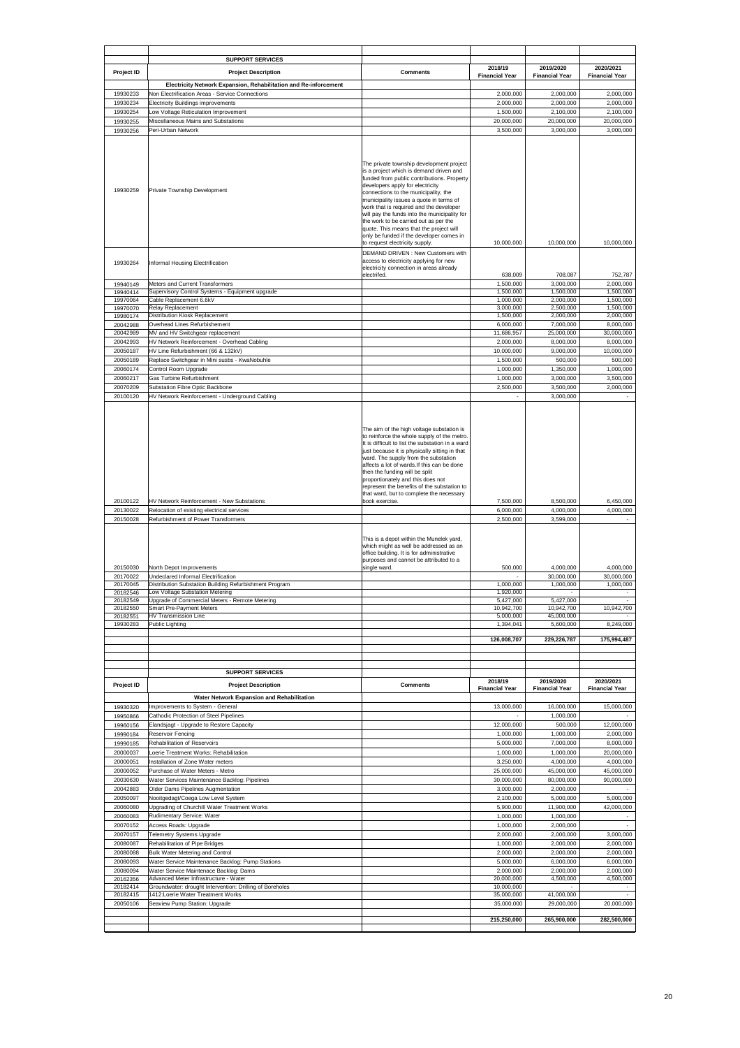| | SUPPORT SERVICES | | | | |
|---|---|---|---|---|---|
| Project ID | Project Description | Comments | 2018/19 Financial Year | 2019/2020 Financial Year | 2020/2021 Financial Year |
| | Electricity Network Expansion, Rehabilitation and Re-inforcement | | | | |
| 19930233 | Non Electrification Areas - Service Connections | | 2,000,000 | 2,000,000 | 2,000,000 |
| 19930234 | Electricity Buildings improvements | | 2,000,000 | 2,000,000 | 2,000,000 |
| 19930254 | Low Voltage Reticulation Improvement | | 1,500,000 | 2,100,000 | 2,100,000 |
| 19930255 | Miscellaneous Mains and Substations | | 20,000,000 | 20,000,000 | 20,000,000 |
| 19930256 | Peri-Urban Network | | 3,500,000 | 3,000,000 | 3,000,000 |
| 19930259 | Private Township Development | The private township development project is a project which is demand driven and funded from public contributions. Property developers apply for electricity connections to the municipality, the municipality issues a quote in terms of work that is required and the developer will pay the funds into the municipality for the work to be carried out as per the quote. This means that the project will only be funded if the developer comes in to request electricity supply. | 10,000,000 | 10,000,000 | 10,000,000 |
| 19930264 | Informal Housing Electrification | DEMAND DRIVEN : New Customers with access to electricity applying for new electricity connection in areas already electrifed. | 638,009 | 708,087 | 752,787 |
| 19940149 | Meters and Current Transformers | | 1,500,000 | 3,000,000 | 2,000,000 |
| 19940414 | Supervisory Control Systems - Equipment upgrade | | 1,500,000 | 1,500,000 | 1,500,000 |
| 19970064 | Cable Replacement 6.6kV | | 1,000,000 | 2,000,000 | 1,500,000 |
| 19970070 | Relay Replacement | | 3,000,000 | 2,500,000 | 1,500,000 |
| 19980174 | Distribution Kiosk Replacement | | 1,500,000 | 2,000,000 | 2,000,000 |
| 20042988 | Overhead Lines Refurbishement | | 6,000,000 | 7,000,000 | 8,000,000 |
| 20042989 | MV and HV Switchgear replacement | | 11,686,957 | 25,000,000 | 30,000,000 |
| 20042993 | HV Network Reinforcement - Overhead Cabling | | 2,000,000 | 8,000,000 | 8,000,000 |
| 20050187 | HV Line Refurbishment (66 & 132kV) | | 10,000,000 | 9,000,000 | 10,000,000 |
| 20050189 | Replace Switchgear in Mini susbs - KwaNobuhle | | 1,500,000 | 500,000 | 500,000 |
| 20060174 | Control Room Upgrade | | 1,000,000 | 1,350,000 | 1,000,000 |
| 20060217 | Gas Turbine Refurbishment | | 1,000,000 | 3,000,000 | 3,500,000 |
| 20070209 | Substation Fibre Optic Backbone | | 2,500,000 | 3,500,000 | 2,000,000 |
| 20100120 | HV Network Reinforcement - Underground Cabling | | - | 3,000,000 | - |
| 20100122 | HV Network Reinforcement - New Substations | The aim of the high voltage substation is to reinforce the whole supply of the metro. It is difficult to list the substation in a ward just because it is physically sitting in that ward. The supply from the substation affects a lot of wards.If this can be done then the funding will be split proportionately and this does not represent the benefits of the substation to that ward, but to complete the necessary book exercise. | 7,500,000 | 8,500,000 | 6,450,000 |
| 20130022 | Relocation of existing electrical services | | 6,000,000 | 4,000,000 | 4,000,000 |
| 20150028 | Refurbishment of Power Transformers | | 2,500,000 | 3,599,000 | - |
| 20150030 | North Depot Improvements | This is a depot within the Munelek yard, which might as well be addressed as an office building. It is for administrative purposes and cannot be attributed to a single ward. | 500,000 | 4,000,000 | 4,000,000 |
| 20170022 | Undeclared Informal Electrification | | - | 30,000,000 | 30,000,000 |
| 20170045 | Distribution Substation Building Refurbishment Program | | 1,000,000 | 1,000,000 | 1,000,000 |
| 20182546 | Low Voltage Substation Metering | | 1,920,000 | - | - |
| 20182549 | Upgrade of Commercial Meters - Remote Metering | | 5,427,000 | 5,427,000 | - |
| 20182550 | Smart Pre-Payment Meters | | 10,942,700 | 10,942,700 | 10,942,700 |
| 20182551 | HV Transmission Line | | 5,000,000 | 45,000,000 | - |
| 19930283 | Public Lighting | | 1,394,041 | 5,600,000 | 8,249,000 |
| | | | 126,008,707 | 229,226,787 | 175,994,487 |

| | SUPPORT SERVICES | | | | |
|---|---|---|---|---|---|
| Project ID | Project Description | Comments | 2018/19 Financial Year | 2019/2020 Financial Year | 2020/2021 Financial Year |
| | Water Network Expansion and Rehabilitation | | | | |
| 19930320 | Improvements to System - General | | 13,000,000 | 16,000,000 | 15,000,000 |
| 19950866 | Cathodic Protection of Steel Pipelines | | - | 1,000,000 | - |
| 19960156 | Elandsjagt - Upgrade to Restore Capacity | | 12,000,000 | 500,000 | 12,000,000 |
| 19990184 | Reservoir Fencing | | 1,000,000 | 1,000,000 | 2,000,000 |
| 19990185 | Rehabilitation of Reservoirs | | 5,000,000 | 7,000,000 | 8,000,000 |
| 20000037 | Loerie Treatment Works: Rehabilitation | | 1,000,000 | 1,000,000 | 20,000,000 |
| 20000051 | Installation of Zone Water meters | | 3,250,000 | 4,000,000 | 4,000,000 |
| 20000052 | Purchase of Water Meters - Metro | | 25,000,000 | 45,000,000 | 45,000,000 |
| 20030630 | Water Services Maintenance Backlog: Pipelines | | 30,000,000 | 80,000,000 | 90,000,000 |
| 20042883 | Older Dams Pipelines Augmentation | | 3,000,000 | 2,000,000 | - |
| 20050097 | Nooitgedagt/Coega Low Level System | | 2,100,000 | 5,000,000 | 5,000,000 |
| 20060080 | Upgrading of Churchill Water Treatment Works | | 5,900,000 | 11,900,000 | 42,000,000 |
| 20060083 | Rudimentary Service: Water | | 1,000,000 | 1,000,000 | - |
| 20070152 | Access Roads: Upgrade | | 1,000,000 | 2,000,000 | - |
| 20070157 | Telemetry Systems Upgrade | | 2,000,000 | 2,000,000 | 3,000,000 |
| 20080087 | Rehabilitation of Pipe Bridges | | 1,000,000 | 2,000,000 | 2,000,000 |
| 20080088 | Bulk Water Metering and Control | | 2,000,000 | 2,000,000 | 2,000,000 |
| 20080093 | Water Service Maintenance Backlog: Pump Stations | | 5,000,000 | 6,000,000 | 6,000,000 |
| 20080094 | Water Service Maintenace Backlog: Dams | | 2,000,000 | 2,000,000 | 2,000,000 |
| 20162356 | Advanced Meter Infrastructure - Water | | 20,000,000 | 4,500,000 | 4,500,000 |
| 20182414 | Groundwater: drought Intervention: Drilling of Boreholes | | 10,000,000 | - | - |
| 20182415 | 1412:Loerie Water Treatment Works | | 35,000,000 | 41,000,000 | - |
| 20050106 | Seaview Pump Station: Upgrade | | 35,000,000 | 29,000,000 | 20,000,000 |
| | | | 215,250,000 | 265,900,000 | 282,500,000 |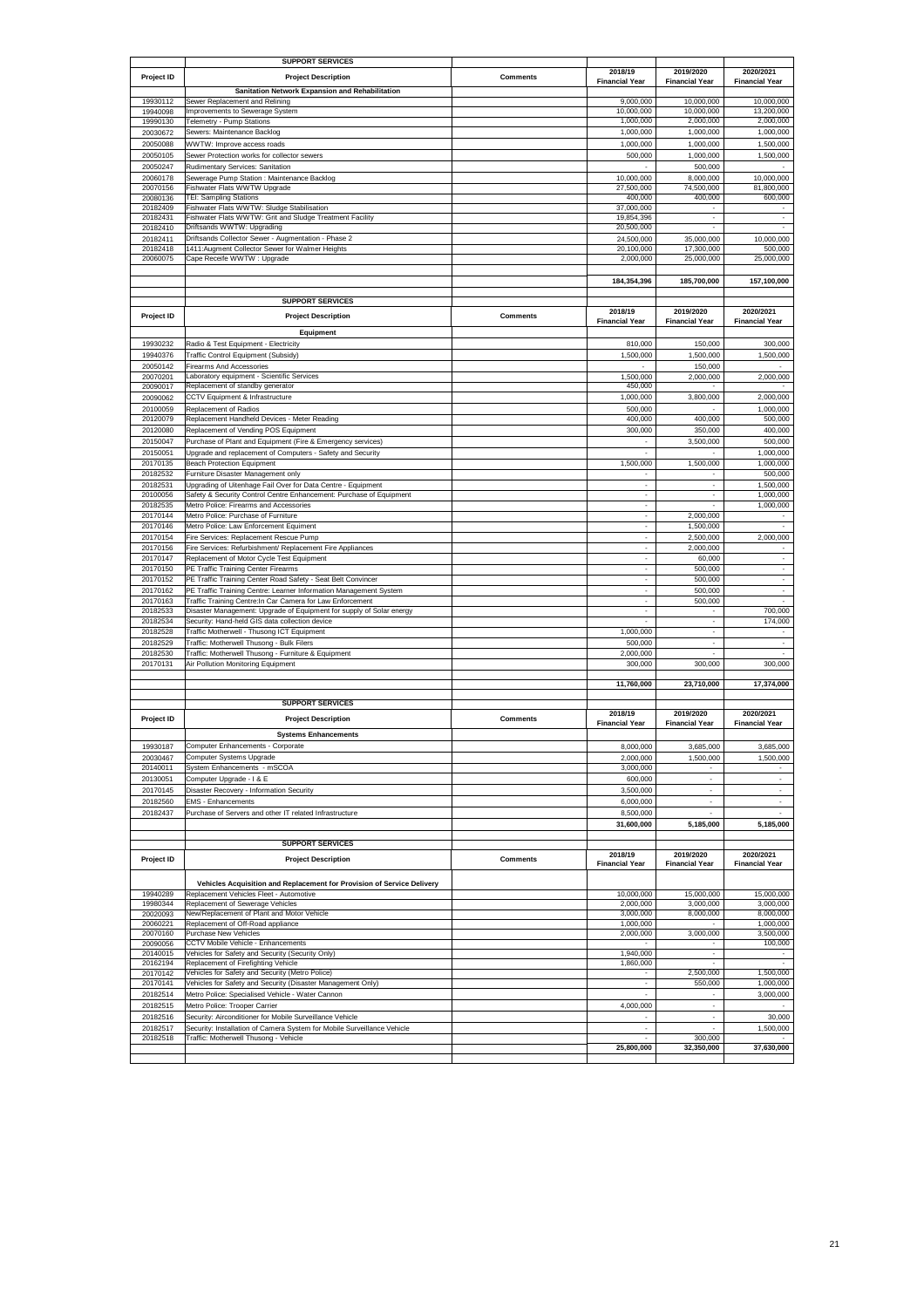| | SUPPORT SERVICES | | | | |
|---|---|---|---|---|---|
| Project ID | Project Description | Comments | 2018/19 Financial Year | 2019/2020 Financial Year | 2020/2021 Financial Year |
| | **Sanitation Network Expansion and Rehabilitation** | | | | |
| 19930112 | Sewer Replacement and Relining | | 9,000,000 | 10,000,000 | 10,000,000 |
| 19940098 | Improvements to Sewerage System | | 10,000,000 | 10,000,000 | 13,200,000 |
| 19990130 | Telemetry - Pump Stations | | 1,000,000 | 2,000,000 | 2,000,000 |
| 20030672 | Sewers: Maintenance Backlog | | 1,000,000 | 1,000,000 | 1,000,000 |
| 20050088 | WWTW: Improve access roads | | 1,000,000 | 1,000,000 | 1,500,000 |
| 20050105 | Sewer Protection works for collector sewers | | 500,000 | 1,000,000 | 1,500,000 |
| 20050247 | Rudimentary Services: Sanitation | | - | 500,000 | - |
| 20060178 | Sewerage Pump Station : Maintenance Backlog | | 10,000,000 | 8,000,000 | 10,000,000 |
| 20070156 | Fishwater Flats WWTW Upgrade | | 27,500,000 | 74,500,000 | 81,800,000 |
| 20080136 | TEI: Sampling Stations | | 400,000 | 400,000 | 600,000 |
| 20182409 | Fishwater Flats WWTW: Sludge Stabilisation | | 37,000,000 | - | - |
| 20182431 | Fishwater Flats WWTW: Grit and Sludge Treatment Facility | | 19,854,396 | - | - |
| 20182410 | Driftsands WWTW: Upgrading | | 20,500,000 | - | - |
| 20182411 | Driftsands Collector Sewer - Augmentation - Phase 2 | | 24,500,000 | 35,000,000 | 10,000,000 |
| 20182418 | 1411:Augment Collector Sewer for Walmer Heights | | 20,100,000 | 17,300,000 | 500,000 |
| 20060075 | Cape Receife WWTW : Upgrade | | 2,000,000 | 25,000,000 | 25,000,000 |
| | | | **184,354,396** | **185,700,000** | **157,100,000** |

| | SUPPORT SERVICES | | | | |
|---|---|---|---|---|---|
| Project ID | Project Description | Comments | 2018/19 Financial Year | 2019/2020 Financial Year | 2020/2021 Financial Year |
| | **Equipment** | | | | |
| 19930232 | Radio & Test Equipment - Electricity | | 810,000 | 150,000 | 300,000 |
| 19940376 | Traffic Control Equipment (Subsidy) | | 1,500,000 | 1,500,000 | 1,500,000 |
| 20050142 | Firearms And Accessories | | - | 150,000 | - |
| 20070201 | Laboratory equipment - Scientific Services | | 1,500,000 | 2,000,000 | 2,000,000 |
| 20090017 | Replacement of standby generator | | 450,000 | - | - |
| 20090062 | CCTV Equipment & Infrastructure | | 1,000,000 | 3,800,000 | 2,000,000 |
| 20100059 | Replacement of Radios | | 500,000 | - | 1,000,000 |
| 20120079 | Replacement Handheld Devices - Meter Reading | | 400,000 | 400,000 | 500,000 |
| 20120080 | Replacement of Vending POS Equipment | | 300,000 | 350,000 | 400,000 |
| 20150047 | Purchase of Plant and Equipment (Fire & Emergency services) | | - | 3,500,000 | 500,000 |
| 20150051 | Upgrade and replacement of Computers - Safety and Security | | - | - | 1,000,000 |
| 20170135 | Beach Protection Equipment | | 1,500,000 | 1,500,000 | 1,000,000 |
| 20182532 | Furniture Disaster Management only | | - | - | 500,000 |
| 20182531 | Upgrading of Uitenhage Fail Over for Data Centre - Equipment | | - | - | 1,500,000 |
| 20100056 | Safety & Security Control Centre Enhancement: Purchase of Equipment | | - | - | 1,000,000 |
| 20182535 | Metro Police: Firearms and Accessories | | - | - | 1,000,000 |
| 20170144 | Metro Police: Purchase of Furniture | | - | 2,000,000 | - |
| 20170146 | Metro Police: Law Enforcement Equiment | | - | 1,500,000 | - |
| 20170154 | Fire Services: Replacement Rescue Pump | | - | 2,500,000 | 2,000,000 |
| 20170156 | Fire Services: Refurbishment/ Replacement Fire Appliances | | - | 2,000,000 | - |
| 20170147 | Replacement of Motor Cycle Test Equipment | | - | 60,000 | - |
| 20170150 | PE Traffic Training Center Firearms | | - | 500,000 | - |
| 20170152 | PE Traffic Training Center Road Safety - Seat Belt Convincer | | - | 500,000 | - |
| 20170162 | PE Traffic Training Centre: Learner Information Management System | | - | 500,000 | - |
| 20170163 | Traffic Training Centre:In Car Camera for Law Enforcement | | - | 500,000 | - |
| 20182533 | Disaster Management: Upgrade of Equipment for supply of Solar energy | | - | - | 700,000 |
| 20182534 | Security: Hand-held GIS data collection device | | - | - | 174,000 |
| 20182528 | Traffic Motherwell - Thusong ICT Equipment | | 1,000,000 | - | - |
| 20182529 | Traffic: Motherwell Thusong - Bulk Filers | | 500,000 | - | - |
| 20182530 | Traffic: Motherwell Thusong - Furniture & Equipment | | 2,000,000 | - | - |
| 20170131 | Air Pollution Monitoring Equipment | | 300,000 | 300,000 | 300,000 |
| | | | **11,760,000** | **23,710,000** | **17,374,000** |

| | SUPPORT SERVICES | | | | |
|---|---|---|---|---|---|
| Project ID | Project Description | Comments | 2018/19 Financial Year | 2019/2020 Financial Year | 2020/2021 Financial Year |
| | **Systems Enhancements** | | | | |
| 19930187 | Computer Enhancements - Corporate | | 8,000,000 | 3,685,000 | 3,685,000 |
| 20030467 | Computer Systems Upgrade | | 2,000,000 | 1,500,000 | 1,500,000 |
| 20140011 | System Enhancements - mSCOA | | 3,000,000 | - | - |
| 20130051 | Computer Upgrade - I & E | | 600,000 | - | - |
| 20170145 | Disaster Recovery - Information Security | | 3,500,000 | - | - |
| 20182560 | EMS - Enhancements | | 6,000,000 | - | - |
| 20182437 | Purchase of Servers and other IT related Infrastructure | | 8,500,000 | - | - |
| | | | **31,600,000** | **5,185,000** | **5,185,000** |

| | SUPPORT SERVICES | | | | |
|---|---|---|---|---|---|
| Project ID | Project Description | Comments | 2018/19 Financial Year | 2019/2020 Financial Year | 2020/2021 Financial Year |
| | **Vehicles Acquisition and Replacement for Provision of Service Delivery** | | | | |
| 19940289 | Replacement Vehicles Fleet - Automotive | | 10,000,000 | 15,000,000 | 15,000,000 |
| 19980344 | Replacement of Sewerage Vehicles | | 2,000,000 | 3,000,000 | 3,000,000 |
| 20020093 | New/Replacement of Plant and Motor Vehicle | | 3,000,000 | 8,000,000 | 8,000,000 |
| 20060221 | Replacement of Off-Road appliance | | 1,000,000 | - | 1,000,000 |
| 20070160 | Purchase New Vehicles | | 2,000,000 | 3,000,000 | 3,500,000 |
| 20090056 | CCTV Mobile Vehicle - Enhancements | | - | - | 100,000 |
| 20140015 | Vehicles for Safety and Security (Security Only) | | 1,940,000 | - | - |
| 20162194 | Replacement of Firefighting Vehicle | | 1,860,000 | - | - |
| 20170142 | Vehicles for Safety and Security (Metro Police) | | - | 2,500,000 | 1,500,000 |
| 20170141 | Vehicles for Safety and Security (Disaster Management Only) | | - | 550,000 | 1,000,000 |
| 20182514 | Metro Police: Specialised Vehicle - Water Cannon | | - | - | 3,000,000 |
| 20182515 | Metro Police: Trooper Carrier | | 4,000,000 | - | - |
| 20182516 | Security: Airconditioner for Mobile Surveillance Vehicle | | - | - | 30,000 |
| 20182517 | Security: Installation of Camera System for Mobile Surveillance Vehicle | | - | - | 1,500,000 |
| 20182518 | Traffic: Motherwell Thusong - Vehicle | | - | 300,000 | - |
| | | | **25,800,000** | **32,350,000** | **37,630,000** |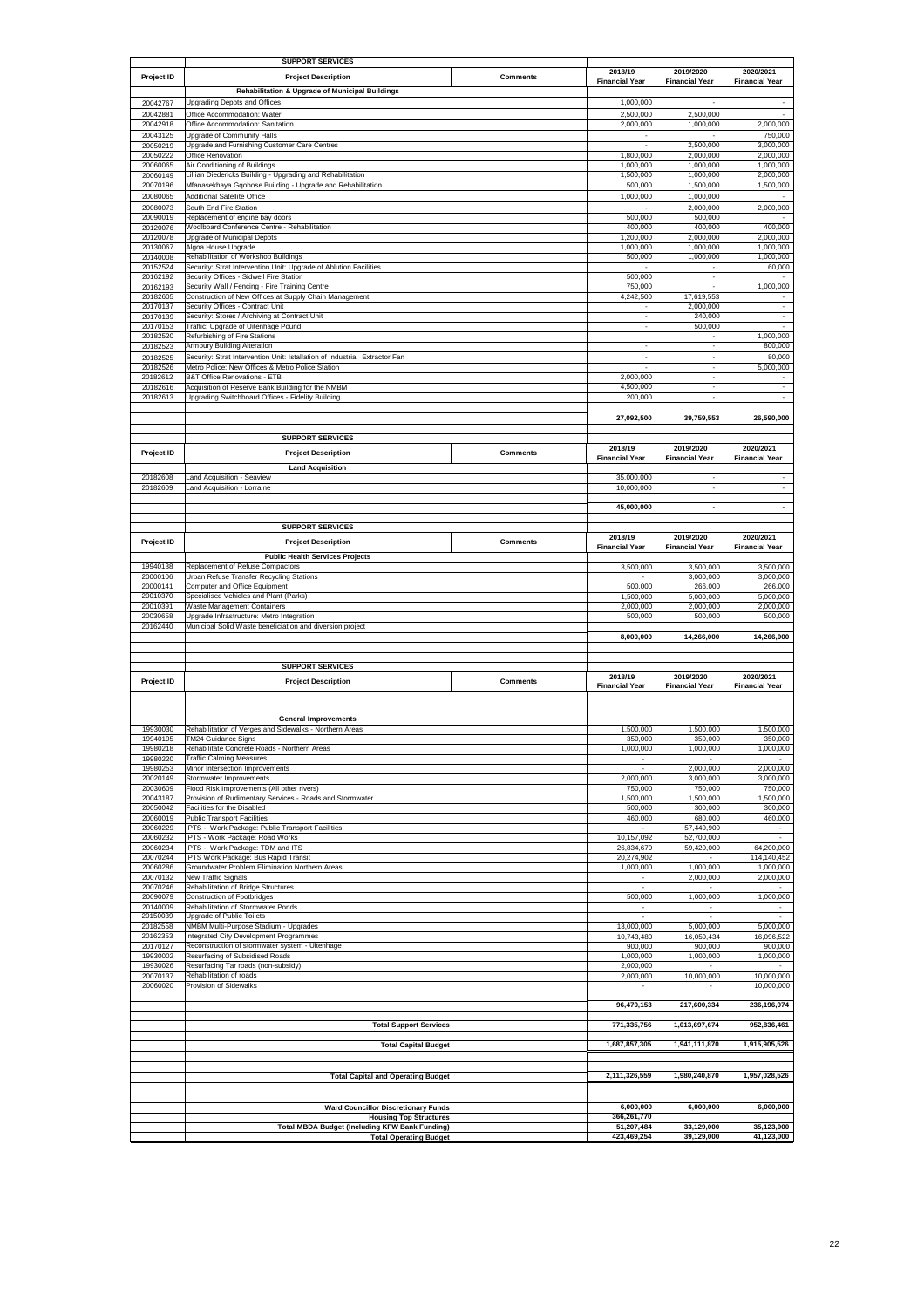| Project ID | Project Description | Comments | 2018/19 Financial Year | 2019/2020 Financial Year | 2020/2021 Financial Year |
|---|---|---|---|---|---|
| | **SUPPORT SERVICES** | | | | |
| | **Rehabilitation & Upgrade of Municipal Buildings** | | | | |
| 20042767 | Upgrading Depots and Offices | | 1,000,000 | - | - |
| 20042881 | Office Accommodation: Water | | 2,500,000 | 2,500,000 | - |
| 20042918 | Office Accommodation: Sanitation | | 2,000,000 | 1,000,000 | 2,000,000 |
| 20043125 | Upgrade of Community Halls | | - | - | 750,000 |
| 20050219 | Upgrade and Furnishing Customer Care Centres | | - | 2,500,000 | 3,000,000 |
| 20050222 | Office Renovation | | 1,800,000 | 2,000,000 | 2,000,000 |
| 20060065 | Air Conditioning of Buildings | | 1,000,000 | 1,000,000 | 1,000,000 |
| 20060149 | Lillian Diedericks Building - Upgrading and Rehabilitation | | 1,500,000 | 1,000,000 | 2,000,000 |
| 20070196 | Mfanasekhaya Gqobose Building - Upgrade and Rehabilitation | | 500,000 | 1,500,000 | 1,500,000 |
| 20080065 | Additional Satellite Office | | 1,000,000 | 1,000,000 | - |
| 20080073 | South End Fire Station | | - | 2,000,000 | 2,000,000 |
| 20090019 | Replacement of engine bay doors | | 500,000 | 500,000 | - |
| 20120076 | Woolboard Conference Centre - Rehabilitation | | 400,000 | 400,000 | 400,000 |
| 20120078 | Upgrade of Municipal Depots | | 1,200,000 | 2,000,000 | 2,000,000 |
| 20130067 | Algoa House Upgrade | | 1,000,000 | 1,000,000 | 1,000,000 |
| 20140008 | Rehabilitation of Workshop Buildings | | 500,000 | 1,000,000 | 1,000,000 |
| 20152524 | Security: Strat Intervention Unit: Upgrade of Ablution Facilities | | - | - | 60,000 |
| 20162192 | Security Offices - Sidwell Fire Station | | 500,000 | - | - |
| 20162193 | Security Wall / Fencing - Fire Training Centre | | 750,000 | - | 1,000,000 |
| 20182605 | Construction of New Offices at Supply Chain Management | | 4,242,500 | 17,619,553 | - |
| 20170137 | Security Offices - Contract Unit | | - | 2,000,000 | - |
| 20170139 | Security: Stores / Archiving at Contract Unit | | - | 240,000 | - |
| 20170153 | Traffic: Upgrade of Uitenhage Pound | | - | 500,000 | - |
| 20182520 | Refurbishing of Fire Stations | | | - | 1,000,000 |
| 20182523 | Armoury Building Alteration | | - | - | 800,000 |
| 20182525 | Security: Strat Intervention Unit: Istallation of Industrial Extractor Fan | | - | - | 80,000 |
| 20182526 | Metro Police: New Offices & Metro Police Station | | - | - | 5,000,000 |
| 20182612 | B&T Office Renovations - ETB | | 2,000,000 | - | - |
| 20182616 | Acquisition of Reserve Bank Building for the NMBM | | 4,500,000 | - | - |
| 20182613 | Upgrading Switchboard Offices - Fidelity Building | | 200,000 | - | - |
| | | | **27,092,500** | **39,759,553** | **26,590,000** |
| | **SUPPORT SERVICES** | | | | |
| | **Land Acquisition** | | | | |
| 20182608 | Land Acquisition - Seaview | | 35,000,000 | - | - |
| 20182609 | Land Acquisition - Lorraine | | 10,000,000 | - | - |
| | | | **45,000,000** | **-** | **-** |
| | **SUPPORT SERVICES** | | | | |
| | **Public Health Services Projects** | | | | |
| 19940138 | Replacement of Refuse Compactors | | 3,500,000 | 3,500,000 | 3,500,000 |
| 20000106 | Urban Refuse Transfer Recycling Stations | | - | 3,000,000 | 3,000,000 |
| 20000141 | Computer and Office Equipment | | 500,000 | 266,000 | 266,000 |
| 20010370 | Specialised Vehicles and Plant (Parks) | | 1,500,000 | 5,000,000 | 5,000,000 |
| 20010391 | Waste Management Containers | | 2,000,000 | 2,000,000 | 2,000,000 |
| 20030658 | Upgrade Infrastructure: Metro Integration | | 500,000 | 500,000 | 500,000 |
| 20162440 | Municipal Solid Waste beneficiation and diversion project | | | | |
| | | | **8,000,000** | **14,266,000** | **14,266,000** |
| | **SUPPORT SERVICES** | | | | |
| | **General Improvements** | | | | |
| 19930030 | Rehabilitation of Verges and Sidewalks - Northern Areas | | 1,500,000 | 1,500,000 | 1,500,000 |
| 19940195 | TM24 Guidance Signs | | 350,000 | 350,000 | 350,000 |
| 19980218 | Rehabilitate Concrete Roads - Northern Areas | | 1,000,000 | 1,000,000 | 1,000,000 |
| 19980220 | Traffic Calming Measures | | - | - | - |
| 19980253 | Minor Intersection Improvements | | - | 2,000,000 | 2,000,000 |
| 20020149 | Stormwater Improvements | | 2,000,000 | 3,000,000 | 3,000,000 |
| 20030609 | Flood Risk Improvements (All other rivers) | | 750,000 | 750,000 | 750,000 |
| 20043187 | Provision of Rudimentary Services - Roads and Stormwater | | 1,500,000 | 1,500,000 | 1,500,000 |
| 20050042 | Facilities for the Disabled | | 500,000 | 300,000 | 300,000 |
| 20060019 | Public Transport Facilities | | 460,000 | 680,000 | 460,000 |
| 20060229 | IPTS - Work Package: Public Transport Facilities | | - | 57,449,900 | - |
| 20060232 | IPTS - Work Package: Road Works | | 10,157,092 | 52,700,000 | - |
| 20060234 | IPTS - Work Package: TDM and ITS | | 26,834,679 | 59,420,000 | 64,200,000 |
| 20070244 | IPTS Work Package: Bus Rapid Transit | | 20,274,902 | - | 114,140,452 |
| 20060286 | Groundwater Problem Elimination Northern Areas | | 1,000,000 | 1,000,000 | 1,000,000 |
| 20070132 | New Traffic Signals | | - | 2,000,000 | 2,000,000 |
| 20070246 | Rehabilitation of Bridge Structures | | - | - | - |
| 20090079 | Construction of Footbridges | | 500,000 | 1,000,000 | 1,000,000 |
| 20140009 | Rehabilitation of Stormwater Ponds | | - | - | - |
| 20150039 | Upgrade of Public Toilets | | - | - | |
| 20182558 | NMBM Multi-Purpose Stadium - Upgrades | | 13,000,000 | 5,000,000 | 5,000,000 |
| 20162353 | Integrated City Development Programmes | | 10,743,480 | 16,050,434 | 16,096,522 |
| 20170127 | Reconstruction of stormwater system - Uitenhage | | 900,000 | 900,000 | 900,000 |
| 19930002 | Resurfacing of Subsidised Roads | | 1,000,000 | 1,000,000 | 1,000,000 |
| 19930026 | Resurfacing Tar roads (non-subsidy) | | 2,000,000 | - | - |
| 20070137 | Rehabilitation of roads | | 2,000,000 | 10,000,000 | 10,000,000 |
| 20060020 | Provision of Sidewalks | | - | - | 10,000,000 |
| | | | **96,470,153** | **217,600,334** | **236,196,974** |
| | **Total Support Services** | | **771,335,756** | **1,013,697,674** | **952,836,461** |
| | **Total Capital Budget** | | **1,687,857,305** | **1,941,111,870** | **1,915,905,526** |
| | **Total Capital and Operating Budget** | | **2,111,326,559** | **1,980,240,870** | **1,957,028,526** |
| | **Ward Councillor Discretionary Funds** | | **6,000,000** | **6,000,000** | **6,000,000** |
| | **Housing Top Structures** | | **366,261,770** | | |
| | **Total MBDA Budget (Including KFW Bank Funding)** | | **51,207,484** | **33,129,000** | **35,123,000** |
| | **Total Operating Budget** | | **423,469,254** | **39,129,000** | **41,123,000** |